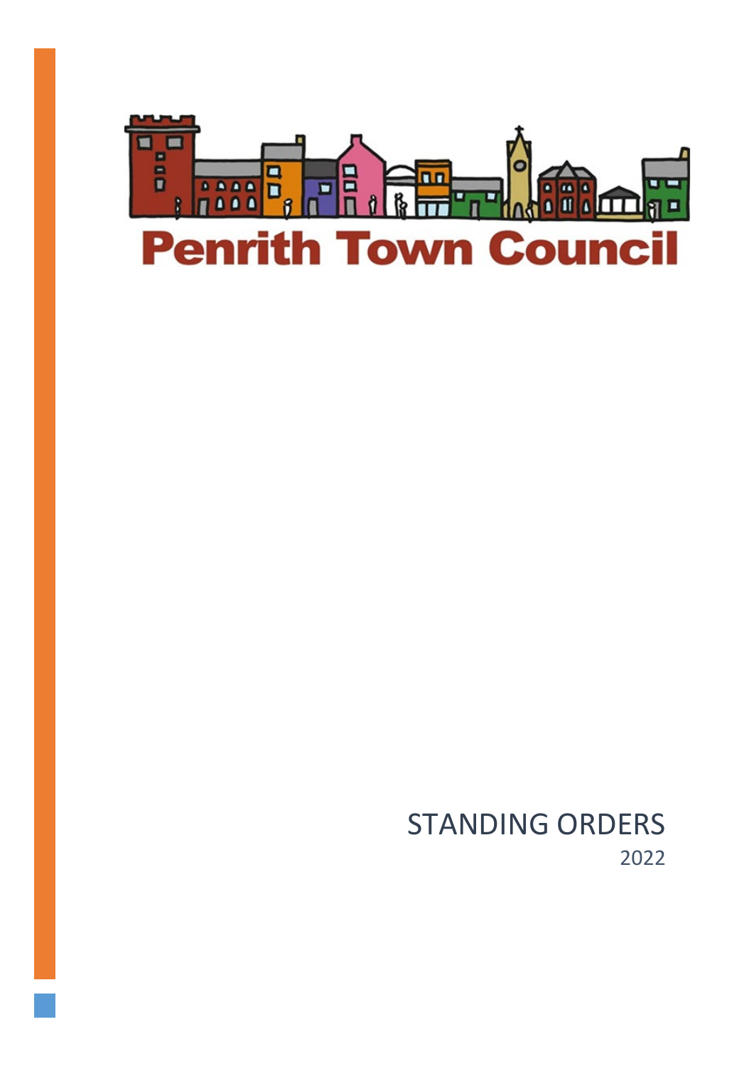Penrith Town Council

# STANDING ORDERS

2022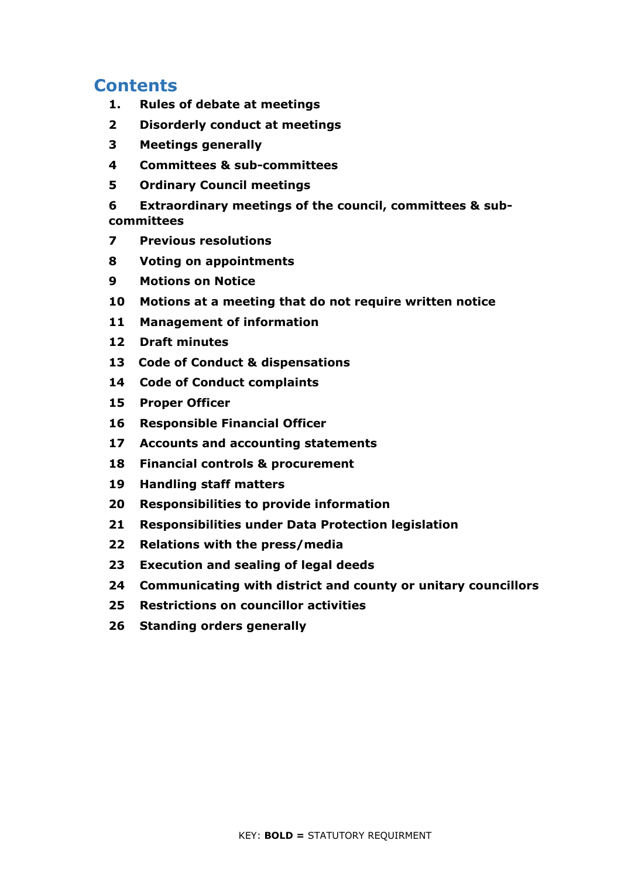## Contents

1. **Rules of debate at meetings**
2. **Disorderly conduct at meetings**
3. **Meetings generally**
4. **Committees & sub-committees**
5. **Ordinary Council meetings**
6. **Extraordinary meetings of the council, committees & sub-committees**
7. **Previous resolutions**
8. **Voting on appointments**
9. **Motions on Notice**
10. **Motions at a meeting that do not require written notice**
11. **Management of information**
12. **Draft minutes**
13. **Code of Conduct & dispensations**
14. **Code of Conduct complaints**
15. **Proper Officer**
16. **Responsible Financial Officer**
17. **Accounts and accounting statements**
18. **Financial controls & procurement**
19. **Handling staff matters**
20. **Responsibilities to provide information**
21. **Responsibilities under Data Protection legislation**
22. **Relations with the press/media**
23. **Execution and sealing of legal deeds**
24. **Communicating with district and county or unitary councillors**
25. **Restrictions on councillor activities**
26. **Standing orders generally**

KEY: **BOLD =** STATUTORY REQUIRMENT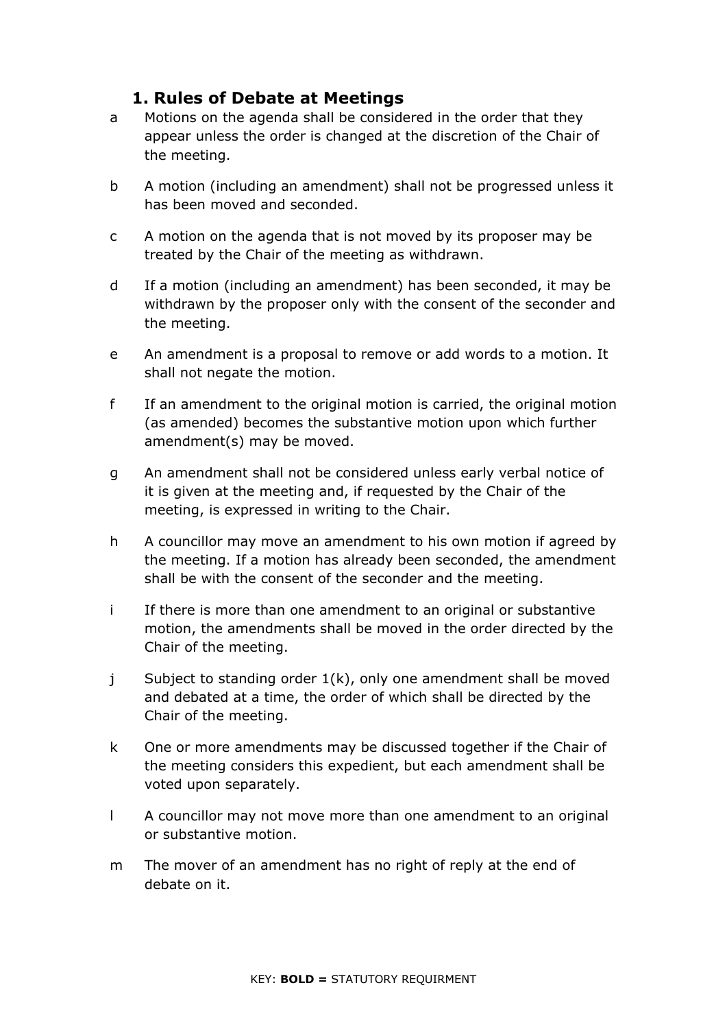## 1. Rules of Debate at Meetings

a Motions on the agenda shall be considered in the order that they appear unless the order is changed at the discretion of the Chair of the meeting.

b A motion (including an amendment) shall not be progressed unless it has been moved and seconded.

c A motion on the agenda that is not moved by its proposer may be treated by the Chair of the meeting as withdrawn.

d If a motion (including an amendment) has been seconded, it may be withdrawn by the proposer only with the consent of the seconder and the meeting.

e An amendment is a proposal to remove or add words to a motion. It shall not negate the motion.

f If an amendment to the original motion is carried, the original motion (as amended) becomes the substantive motion upon which further amendment(s) may be moved.

g An amendment shall not be considered unless early verbal notice of it is given at the meeting and, if requested by the Chair of the meeting, is expressed in writing to the Chair.

h A councillor may move an amendment to his own motion if agreed by the meeting. If a motion has already been seconded, the amendment shall be with the consent of the seconder and the meeting.

i If there is more than one amendment to an original or substantive motion, the amendments shall be moved in the order directed by the Chair of the meeting.

j Subject to standing order 1(k), only one amendment shall be moved and debated at a time, the order of which shall be directed by the Chair of the meeting.

k One or more amendments may be discussed together if the Chair of the meeting considers this expedient, but each amendment shall be voted upon separately.

l A councillor may not move more than one amendment to an original or substantive motion.

m The mover of an amendment has no right of reply at the end of debate on it.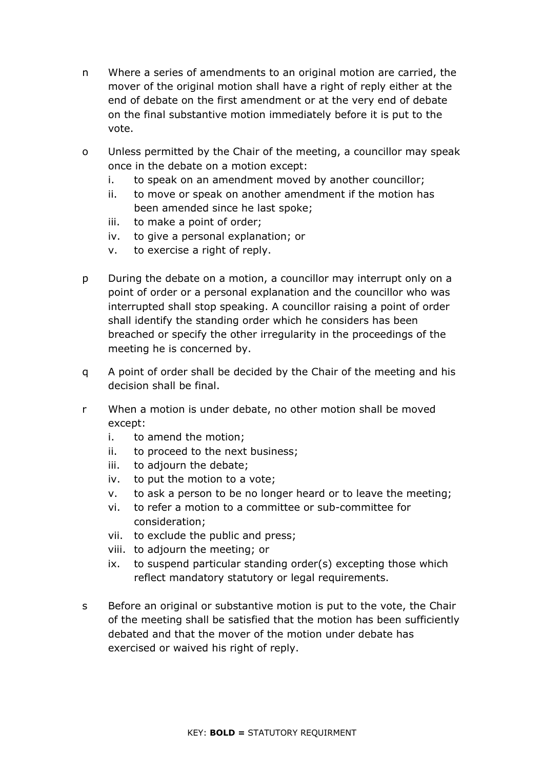n Where a series of amendments to an original motion are carried, the mover of the original motion shall have a right of reply either at the end of debate on the first amendment or at the very end of debate on the final substantive motion immediately before it is put to the vote.

o Unless permitted by the Chair of the meeting, a councillor may speak once in the debate on a motion except:

i. to speak on an amendment moved by another councillor;
ii. to move or speak on another amendment if the motion has been amended since he last spoke;
iii. to make a point of order;
iv. to give a personal explanation; or
v. to exercise a right of reply.

p During the debate on a motion, a councillor may interrupt only on a point of order or a personal explanation and the councillor who was interrupted shall stop speaking. A councillor raising a point of order shall identify the standing order which he considers has been breached or specify the other irregularity in the proceedings of the meeting he is concerned by.

q A point of order shall be decided by the Chair of the meeting and his decision shall be final.

r When a motion is under debate, no other motion shall be moved except:

i. to amend the motion;
ii. to proceed to the next business;
iii. to adjourn the debate;
iv. to put the motion to a vote;
v. to ask a person to be no longer heard or to leave the meeting;
vi. to refer a motion to a committee or sub-committee for consideration;
vii. to exclude the public and press;
viii. to adjourn the meeting; or
ix. to suspend particular standing order(s) excepting those which reflect mandatory statutory or legal requirements.

s Before an original or substantive motion is put to the vote, the Chair of the meeting shall be satisfied that the motion has been sufficiently debated and that the mover of the motion under debate has exercised or waived his right of reply.

KEY: **BOLD =** STATUTORY REQUIRMENT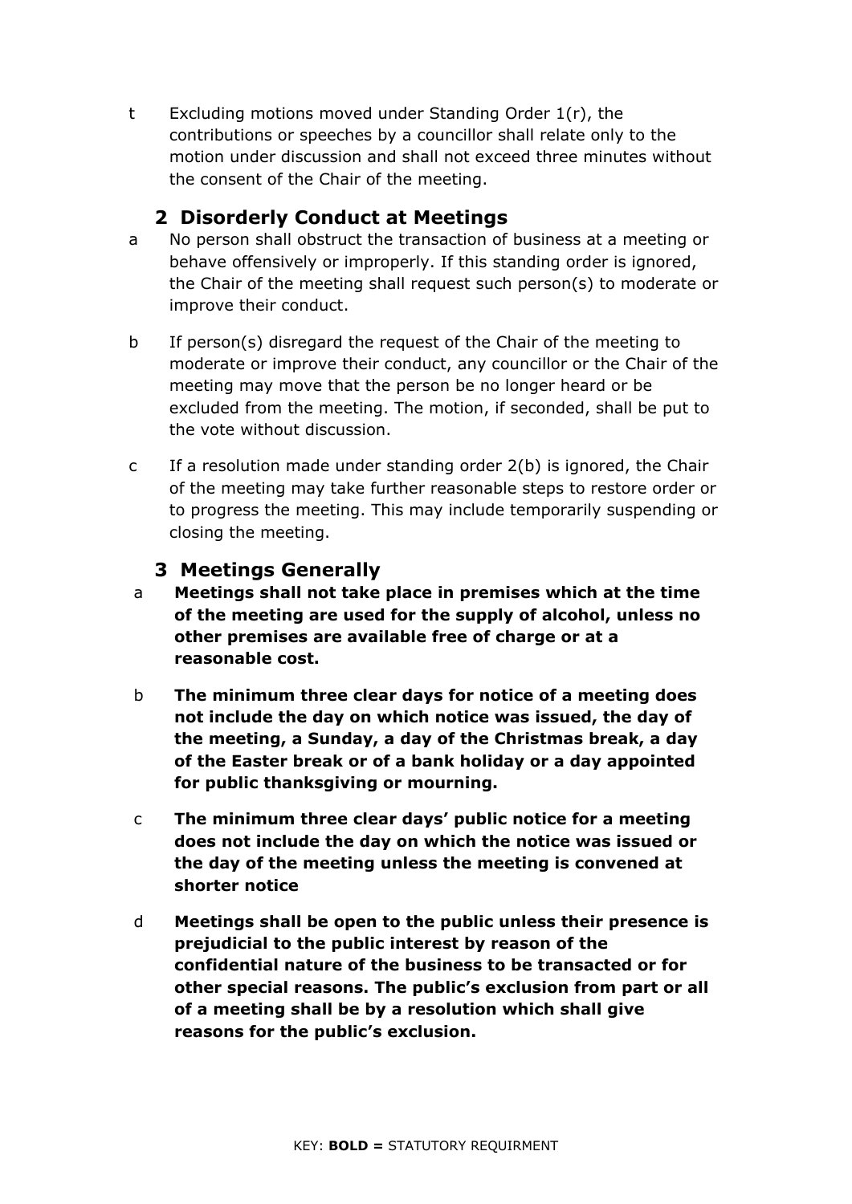t Excluding motions moved under Standing Order 1(r), the contributions or speeches by a councillor shall relate only to the motion under discussion and shall not exceed three minutes without the consent of the Chair of the meeting.

## 2 Disorderly Conduct at Meetings

a No person shall obstruct the transaction of business at a meeting or behave offensively or improperly. If this standing order is ignored, the Chair of the meeting shall request such person(s) to moderate or improve their conduct.

b If person(s) disregard the request of the Chair of the meeting to moderate or improve their conduct, any councillor or the Chair of the meeting may move that the person be no longer heard or be excluded from the meeting. The motion, if seconded, shall be put to the vote without discussion.

c If a resolution made under standing order 2(b) is ignored, the Chair of the meeting may take further reasonable steps to restore order or to progress the meeting. This may include temporarily suspending or closing the meeting.

## 3 Meetings Generally

a **Meetings shall not take place in premises which at the time of the meeting are used for the supply of alcohol, unless no other premises are available free of charge or at a reasonable cost.**

b **The minimum three clear days for notice of a meeting does not include the day on which notice was issued, the day of the meeting, a Sunday, a day of the Christmas break, a day of the Easter break or of a bank holiday or a day appointed for public thanksgiving or mourning.**

c **The minimum three clear days' public notice for a meeting does not include the day on which the notice was issued or the day of the meeting unless the meeting is convened at shorter notice**

d **Meetings shall be open to the public unless their presence is prejudicial to the public interest by reason of the confidential nature of the business to be transacted or for other special reasons. The public's exclusion from part or all of a meeting shall be by a resolution which shall give reasons for the public's exclusion.**

KEY: **BOLD =** STATUTORY REQUIRMENT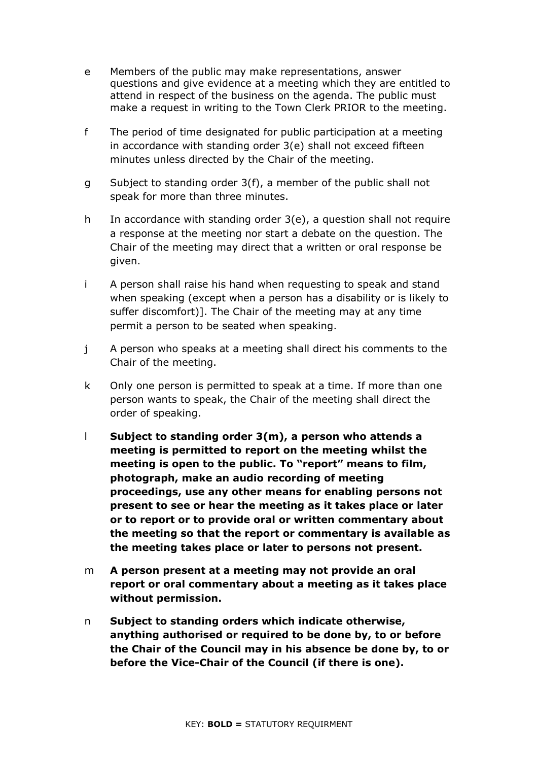e Members of the public may make representations, answer questions and give evidence at a meeting which they are entitled to attend in respect of the business on the agenda. The public must make a request in writing to the Town Clerk PRIOR to the meeting.

f The period of time designated for public participation at a meeting in accordance with standing order 3(e) shall not exceed fifteen minutes unless directed by the Chair of the meeting.

g Subject to standing order 3(f), a member of the public shall not speak for more than three minutes.

h In accordance with standing order 3(e), a question shall not require a response at the meeting nor start a debate on the question. The Chair of the meeting may direct that a written or oral response be given.

i A person shall raise his hand when requesting to speak and stand when speaking (except when a person has a disability or is likely to suffer discomfort)]. The Chair of the meeting may at any time permit a person to be seated when speaking.

j A person who speaks at a meeting shall direct his comments to the Chair of the meeting.

k Only one person is permitted to speak at a time. If more than one person wants to speak, the Chair of the meeting shall direct the order of speaking.

l **Subject to standing order 3(m), a person who attends a meeting is permitted to report on the meeting whilst the meeting is open to the public. To "report" means to film, photograph, make an audio recording of meeting proceedings, use any other means for enabling persons not present to see or hear the meeting as it takes place or later or to report or to provide oral or written commentary about the meeting so that the report or commentary is available as the meeting takes place or later to persons not present.**

m **A person present at a meeting may not provide an oral report or oral commentary about a meeting as it takes place without permission.**

n **Subject to standing orders which indicate otherwise, anything authorised or required to be done by, to or before the Chair of the Council may in his absence be done by, to or before the Vice-Chair of the Council (if there is one).**

KEY: **BOLD =** STATUTORY REQUIRMENT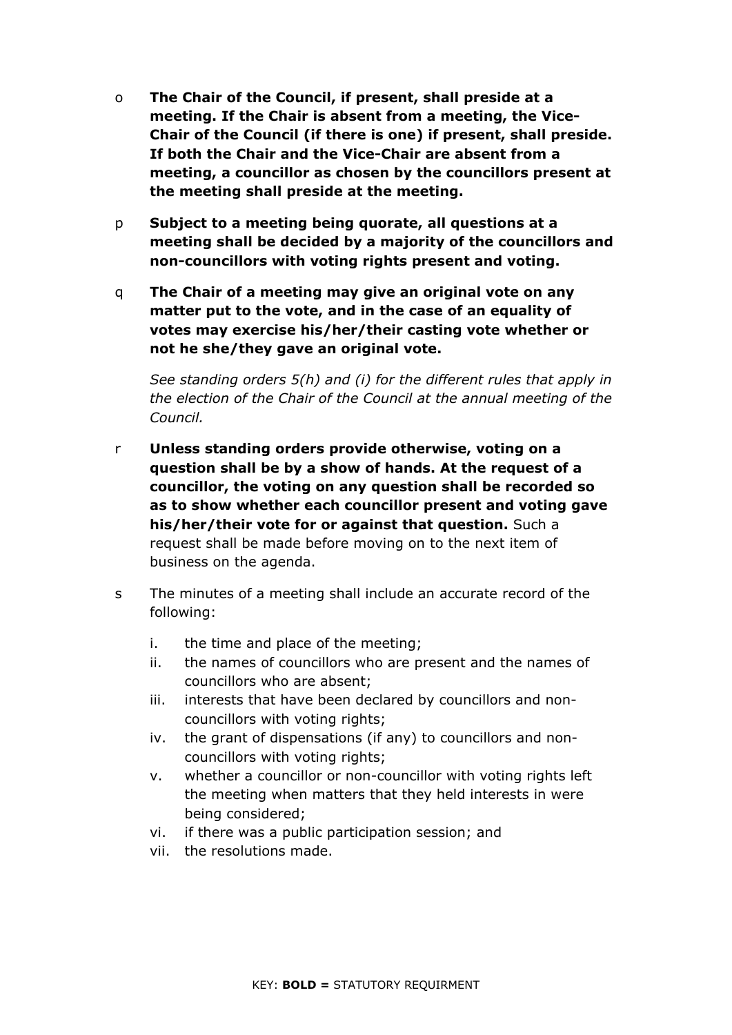o **The Chair of the Council, if present, shall preside at a meeting. If the Chair is absent from a meeting, the Vice-Chair of the Council (if there is one) if present, shall preside. If both the Chair and the Vice-Chair are absent from a meeting, a councillor as chosen by the councillors present at the meeting shall preside at the meeting.**

p **Subject to a meeting being quorate, all questions at a meeting shall be decided by a majority of the councillors and non-councillors with voting rights present and voting.**

q **The Chair of a meeting may give an original vote on any matter put to the vote, and in the case of an equality of votes may exercise his/her/their casting vote whether or not he she/they gave an original vote.**

*See standing orders 5(h) and (i) for the different rules that apply in the election of the Chair of the Council at the annual meeting of the Council.*

r **Unless standing orders provide otherwise, voting on a question shall be by a show of hands. At the request of a councillor, the voting on any question shall be recorded so as to show whether each councillor present and voting gave his/her/their vote for or against that question.** Such a request shall be made before moving on to the next item of business on the agenda.

s The minutes of a meeting shall include an accurate record of the following:

i. the time and place of the meeting;
ii. the names of councillors who are present and the names of councillors who are absent;
iii. interests that have been declared by councillors and non-councillors with voting rights;
iv. the grant of dispensations (if any) to councillors and non-councillors with voting rights;
v. whether a councillor or non-councillor with voting rights left the meeting when matters that they held interests in were being considered;
vi. if there was a public participation session; and
vii. the resolutions made.

KEY: **BOLD =** STATUTORY REQUIRMENT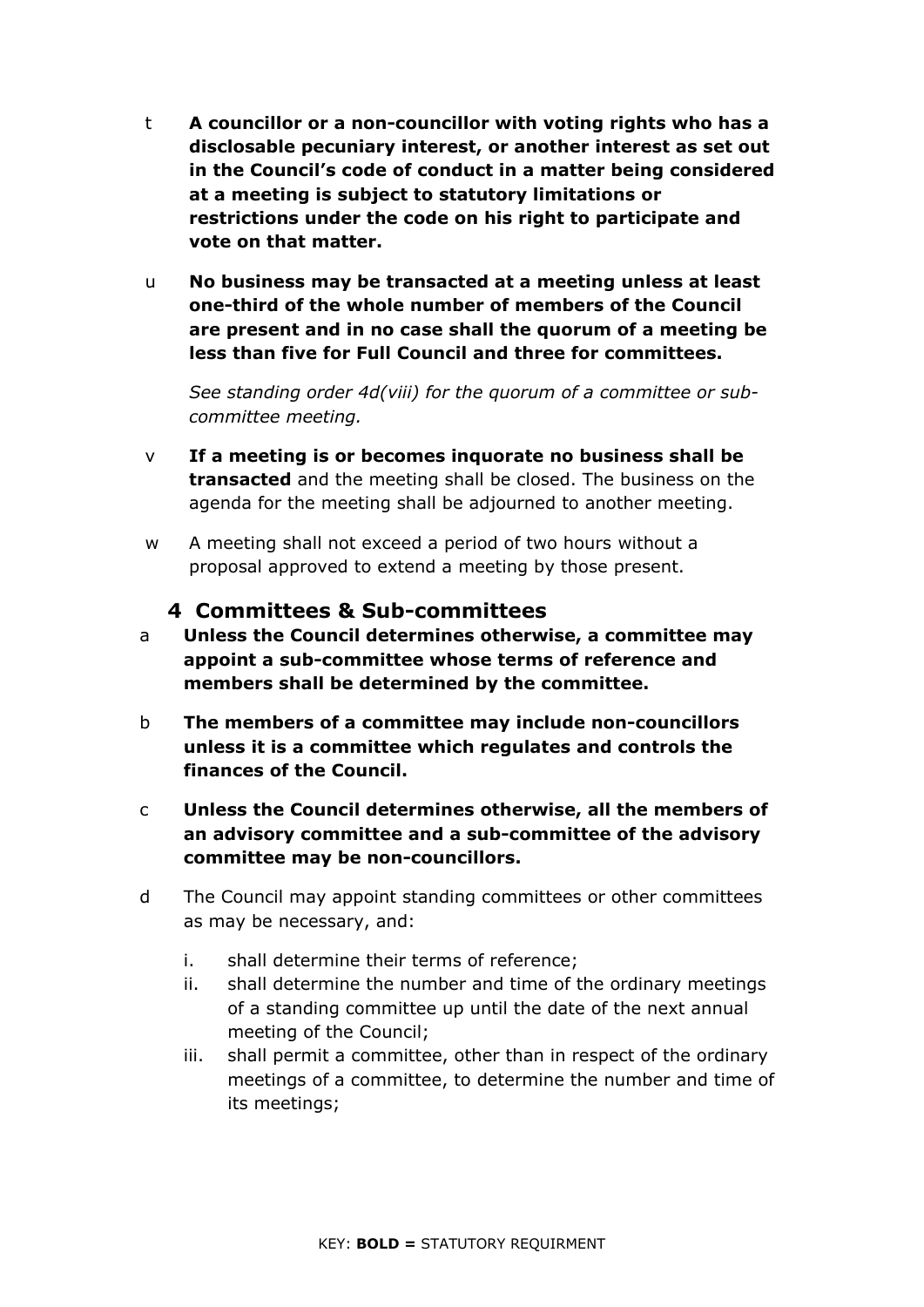t **A councillor or a non-councillor with voting rights who has a disclosable pecuniary interest, or another interest as set out in the Council's code of conduct in a matter being considered at a meeting is subject to statutory limitations or restrictions under the code on his right to participate and vote on that matter.**

u **No business may be transacted at a meeting unless at least one-third of the whole number of members of the Council are present and in no case shall the quorum of a meeting be less than five for Full Council and three for committees.**

*See standing order 4d(viii) for the quorum of a committee or sub-committee meeting.*

v **If a meeting is or becomes inquorate no business shall be transacted** and the meeting shall be closed. The business on the agenda for the meeting shall be adjourned to another meeting.

w A meeting shall not exceed a period of two hours without a proposal approved to extend a meeting by those present.

## 4 Committees & Sub-committees

a **Unless the Council determines otherwise, a committee may appoint a sub-committee whose terms of reference and members shall be determined by the committee.**

b **The members of a committee may include non-councillors unless it is a committee which regulates and controls the finances of the Council.**

c **Unless the Council determines otherwise, all the members of an advisory committee and a sub-committee of the advisory committee may be non-councillors.**

d The Council may appoint standing committees or other committees as may be necessary, and:

i. shall determine their terms of reference;
ii. shall determine the number and time of the ordinary meetings of a standing committee up until the date of the next annual meeting of the Council;
iii. shall permit a committee, other than in respect of the ordinary meetings of a committee, to determine the number and time of its meetings;

KEY: **BOLD =** STATUTORY REQUIRMENT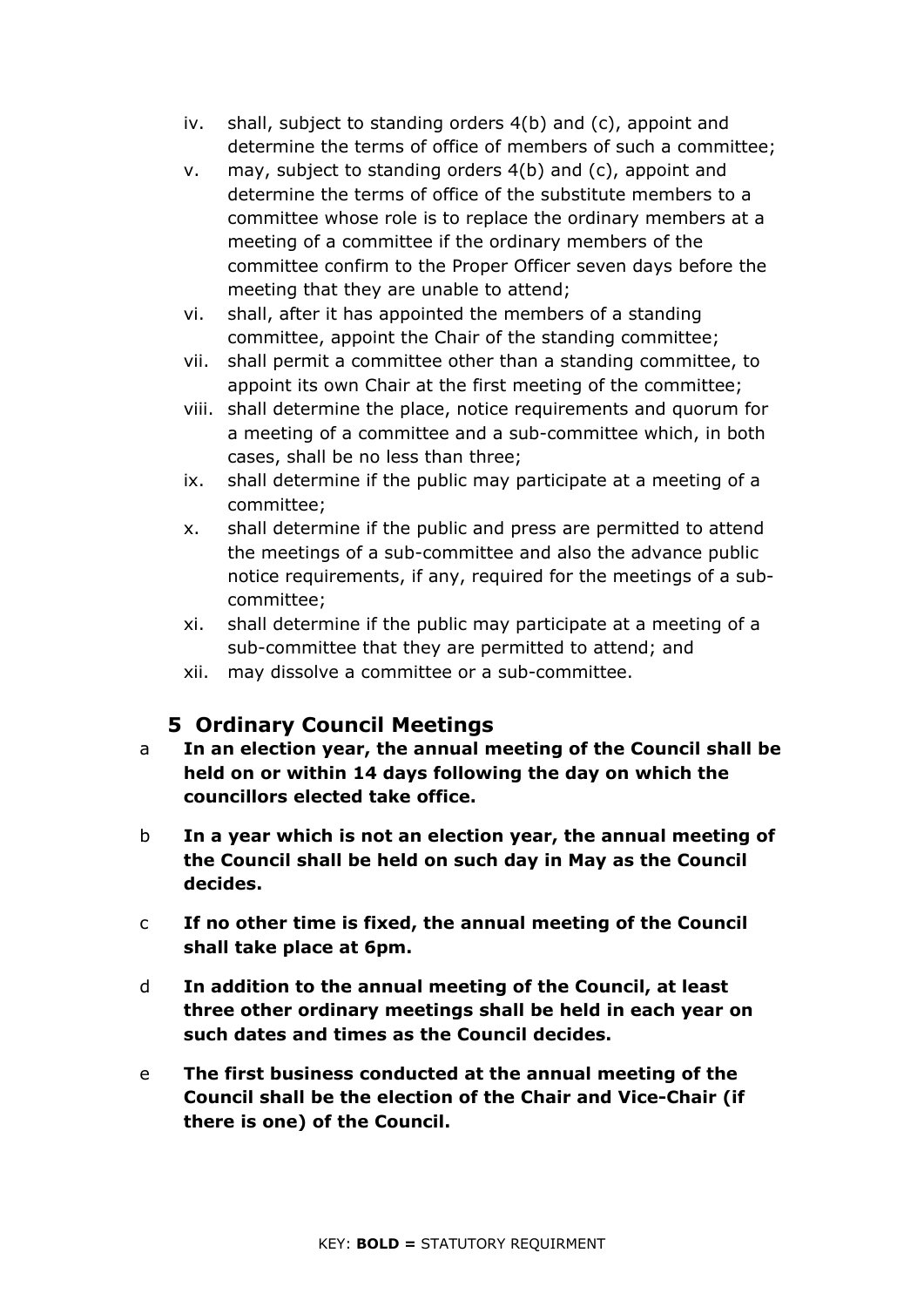iv. shall, subject to standing orders 4(b) and (c), appoint and determine the terms of office of members of such a committee;
v. may, subject to standing orders 4(b) and (c), appoint and determine the terms of office of the substitute members to a committee whose role is to replace the ordinary members at a meeting of a committee if the ordinary members of the committee confirm to the Proper Officer seven days before the meeting that they are unable to attend;
vi. shall, after it has appointed the members of a standing committee, appoint the Chair of the standing committee;
vii. shall permit a committee other than a standing committee, to appoint its own Chair at the first meeting of the committee;
viii. shall determine the place, notice requirements and quorum for a meeting of a committee and a sub-committee which, in both cases, shall be no less than three;
ix. shall determine if the public may participate at a meeting of a committee;
x. shall determine if the public and press are permitted to attend the meetings of a sub-committee and also the advance public notice requirements, if any, required for the meetings of a sub-committee;
xi. shall determine if the public may participate at a meeting of a sub-committee that they are permitted to attend; and
xii. may dissolve a committee or a sub-committee.

## 5 Ordinary Council Meetings

a **In an election year, the annual meeting of the Council shall be held on or within 14 days following the day on which the councillors elected take office.**

b **In a year which is not an election year, the annual meeting of the Council shall be held on such day in May as the Council decides.**

c **If no other time is fixed, the annual meeting of the Council shall take place at 6pm.**

d **In addition to the annual meeting of the Council, at least three other ordinary meetings shall be held in each year on such dates and times as the Council decides.**

e **The first business conducted at the annual meeting of the Council shall be the election of the Chair and Vice-Chair (if there is one) of the Council.**

KEY: **BOLD =** STATUTORY REQUIRMENT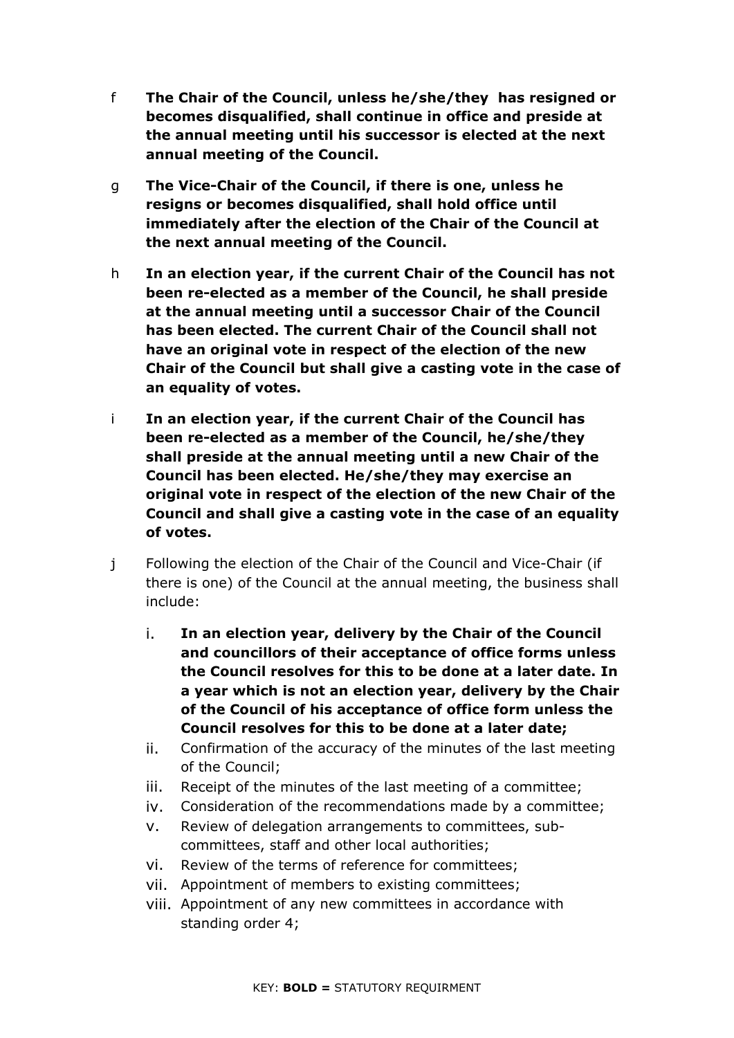f **The Chair of the Council, unless he/she/they has resigned or becomes disqualified, shall continue in office and preside at the annual meeting until his successor is elected at the next annual meeting of the Council.**

g **The Vice-Chair of the Council, if there is one, unless he resigns or becomes disqualified, shall hold office until immediately after the election of the Chair of the Council at the next annual meeting of the Council.**

h **In an election year, if the current Chair of the Council has not been re-elected as a member of the Council, he shall preside at the annual meeting until a successor Chair of the Council has been elected. The current Chair of the Council shall not have an original vote in respect of the election of the new Chair of the Council but shall give a casting vote in the case of an equality of votes.**

i **In an election year, if the current Chair of the Council has been re-elected as a member of the Council, he/she/they shall preside at the annual meeting until a new Chair of the Council has been elected. He/she/they may exercise an original vote in respect of the election of the new Chair of the Council and shall give a casting vote in the case of an equality of votes.**

j Following the election of the Chair of the Council and Vice-Chair (if there is one) of the Council at the annual meeting, the business shall include:

i. **In an election year, delivery by the Chair of the Council and councillors of their acceptance of office forms unless the Council resolves for this to be done at a later date. In a year which is not an election year, delivery by the Chair of the Council of his acceptance of office form unless the Council resolves for this to be done at a later date;**
ii. Confirmation of the accuracy of the minutes of the last meeting of the Council;
iii. Receipt of the minutes of the last meeting of a committee;
iv. Consideration of the recommendations made by a committee;
v. Review of delegation arrangements to committees, sub-committees, staff and other local authorities;
vi. Review of the terms of reference for committees;
vii. Appointment of members to existing committees;
viii. Appointment of any new committees in accordance with standing order 4;

KEY: **BOLD =** STATUTORY REQUIRMENT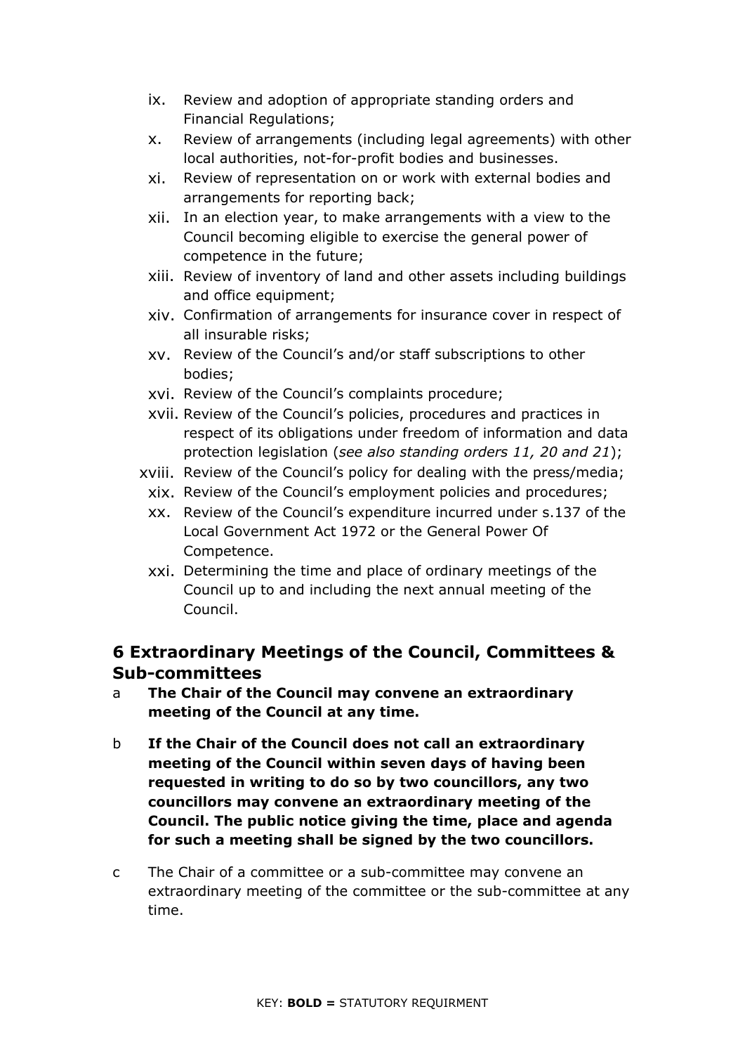ix. Review and adoption of appropriate standing orders and Financial Regulations;
x. Review of arrangements (including legal agreements) with other local authorities, not-for-profit bodies and businesses.
xi. Review of representation on or work with external bodies and arrangements for reporting back;
xii. In an election year, to make arrangements with a view to the Council becoming eligible to exercise the general power of competence in the future;
xiii. Review of inventory of land and other assets including buildings and office equipment;
xiv. Confirmation of arrangements for insurance cover in respect of all insurable risks;
xv. Review of the Council's and/or staff subscriptions to other bodies;
xvi. Review of the Council's complaints procedure;
xvii. Review of the Council's policies, procedures and practices in respect of its obligations under freedom of information and data protection legislation (*see also standing orders 11, 20 and 21*);
xviii. Review of the Council's policy for dealing with the press/media;
xix. Review of the Council's employment policies and procedures;
xx. Review of the Council's expenditure incurred under s.137 of the Local Government Act 1972 or the General Power Of Competence.
xxi. Determining the time and place of ordinary meetings of the Council up to and including the next annual meeting of the Council.

## 6 Extraordinary Meetings of the Council, Committees & Sub-committees

a **The Chair of the Council may convene an extraordinary meeting of the Council at any time.**

b **If the Chair of the Council does not call an extraordinary meeting of the Council within seven days of having been requested in writing to do so by two councillors, any two councillors may convene an extraordinary meeting of the Council. The public notice giving the time, place and agenda for such a meeting shall be signed by the two councillors.**

c The Chair of a committee or a sub-committee may convene an extraordinary meeting of the committee or the sub-committee at any time.

KEY: **BOLD =** STATUTORY REQUIRMENT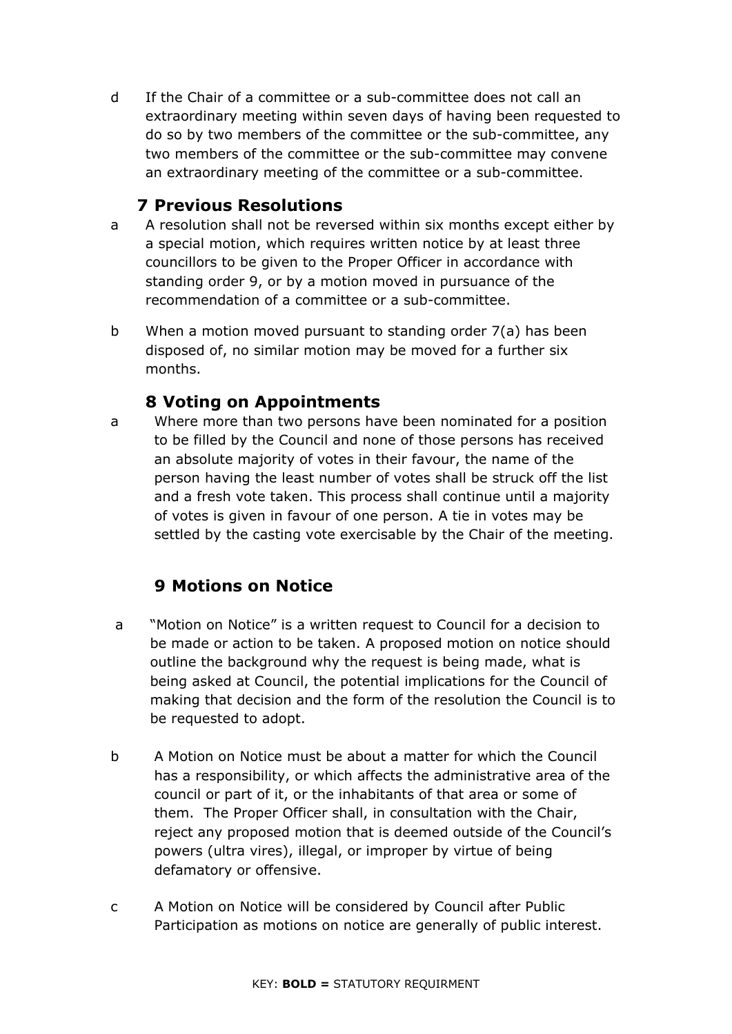d If the Chair of a committee or a sub-committee does not call an extraordinary meeting within seven days of having been requested to do so by two members of the committee or the sub-committee, any two members of the committee or the sub-committee may convene an extraordinary meeting of the committee or a sub-committee.

## 7 Previous Resolutions

a A resolution shall not be reversed within six months except either by a special motion, which requires written notice by at least three councillors to be given to the Proper Officer in accordance with standing order 9, or by a motion moved in pursuance of the recommendation of a committee or a sub-committee.

b When a motion moved pursuant to standing order 7(a) has been disposed of, no similar motion may be moved for a further six months.

## 8 Voting on Appointments

a Where more than two persons have been nominated for a position to be filled by the Council and none of those persons has received an absolute majority of votes in their favour, the name of the person having the least number of votes shall be struck off the list and a fresh vote taken. This process shall continue until a majority of votes is given in favour of one person. A tie in votes may be settled by the casting vote exercisable by the Chair of the meeting.

## 9 Motions on Notice

a "Motion on Notice" is a written request to Council for a decision to be made or action to be taken. A proposed motion on notice should outline the background why the request is being made, what is being asked at Council, the potential implications for the Council of making that decision and the form of the resolution the Council is to be requested to adopt.

b A Motion on Notice must be about a matter for which the Council has a responsibility, or which affects the administrative area of the council or part of it, or the inhabitants of that area or some of them. The Proper Officer shall, in consultation with the Chair, reject any proposed motion that is deemed outside of the Council's powers (ultra vires), illegal, or improper by virtue of being defamatory or offensive.

c A Motion on Notice will be considered by Council after Public Participation as motions on notice are generally of public interest.

KEY: **BOLD =** STATUTORY REQUIRMENT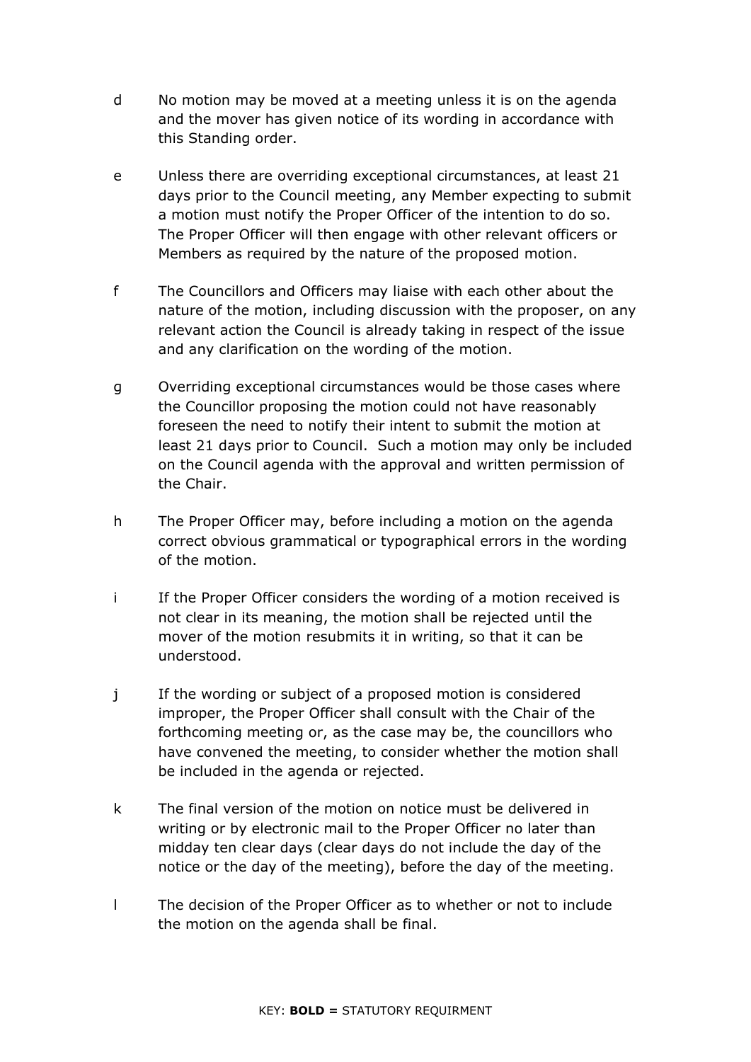d No motion may be moved at a meeting unless it is on the agenda and the mover has given notice of its wording in accordance with this Standing order.

e Unless there are overriding exceptional circumstances, at least 21 days prior to the Council meeting, any Member expecting to submit a motion must notify the Proper Officer of the intention to do so. The Proper Officer will then engage with other relevant officers or Members as required by the nature of the proposed motion.

f The Councillors and Officers may liaise with each other about the nature of the motion, including discussion with the proposer, on any relevant action the Council is already taking in respect of the issue and any clarification on the wording of the motion.

g Overriding exceptional circumstances would be those cases where the Councillor proposing the motion could not have reasonably foreseen the need to notify their intent to submit the motion at least 21 days prior to Council. Such a motion may only be included on the Council agenda with the approval and written permission of the Chair.

h The Proper Officer may, before including a motion on the agenda correct obvious grammatical or typographical errors in the wording of the motion.

i If the Proper Officer considers the wording of a motion received is not clear in its meaning, the motion shall be rejected until the mover of the motion resubmits it in writing, so that it can be understood.

j If the wording or subject of a proposed motion is considered improper, the Proper Officer shall consult with the Chair of the forthcoming meeting or, as the case may be, the councillors who have convened the meeting, to consider whether the motion shall be included in the agenda or rejected.

k The final version of the motion on notice must be delivered in writing or by electronic mail to the Proper Officer no later than midday ten clear days (clear days do not include the day of the notice or the day of the meeting), before the day of the meeting.

l The decision of the Proper Officer as to whether or not to include the motion on the agenda shall be final.

KEY: **BOLD =** STATUTORY REQUIRMENT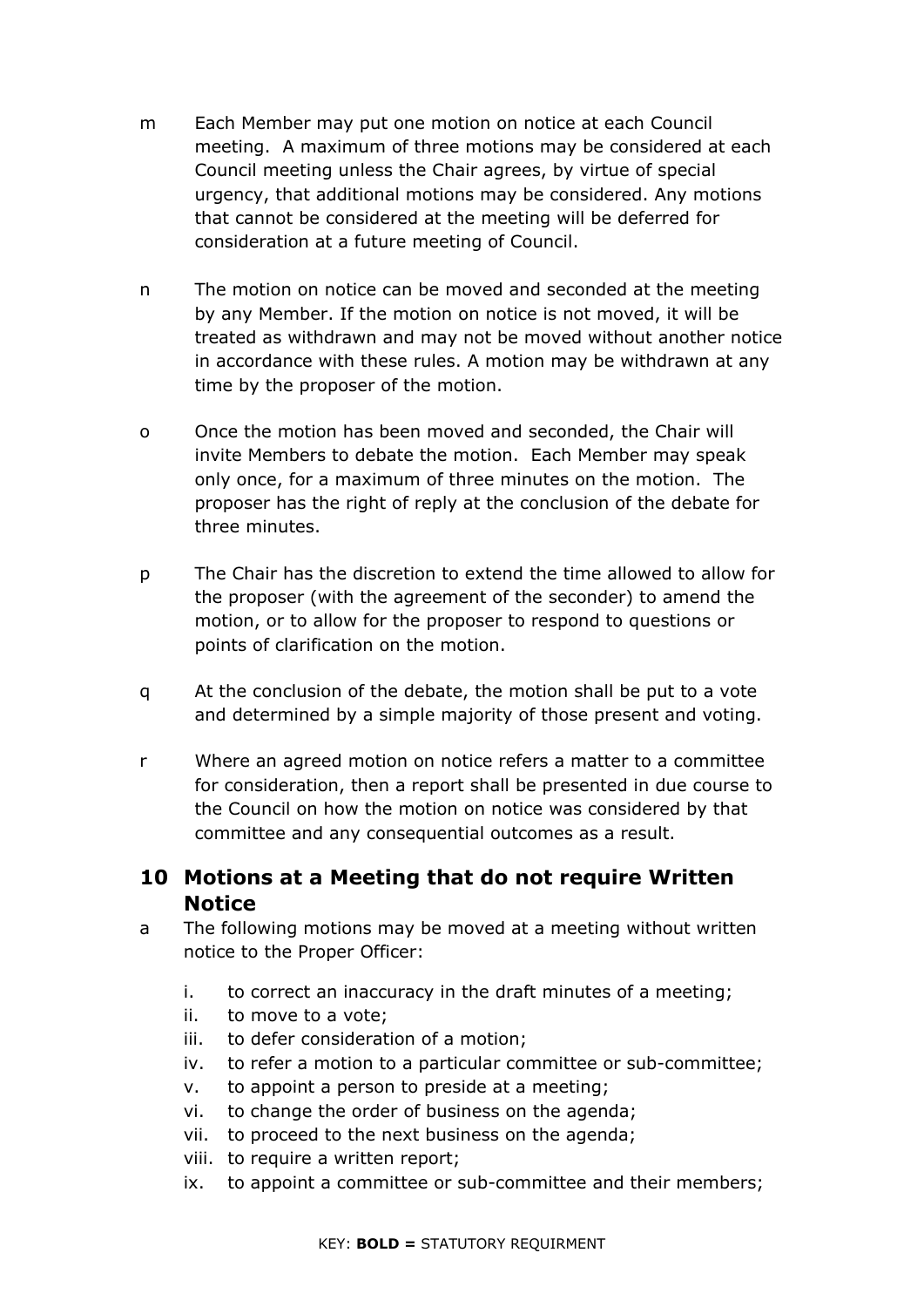m Each Member may put one motion on notice at each Council meeting. A maximum of three motions may be considered at each Council meeting unless the Chair agrees, by virtue of special urgency, that additional motions may be considered. Any motions that cannot be considered at the meeting will be deferred for consideration at a future meeting of Council.

n The motion on notice can be moved and seconded at the meeting by any Member. If the motion on notice is not moved, it will be treated as withdrawn and may not be moved without another notice in accordance with these rules. A motion may be withdrawn at any time by the proposer of the motion.

o Once the motion has been moved and seconded, the Chair will invite Members to debate the motion. Each Member may speak only once, for a maximum of three minutes on the motion. The proposer has the right of reply at the conclusion of the debate for three minutes.

p The Chair has the discretion to extend the time allowed to allow for the proposer (with the agreement of the seconder) to amend the motion, or to allow for the proposer to respond to questions or points of clarification on the motion.

q At the conclusion of the debate, the motion shall be put to a vote and determined by a simple majority of those present and voting.

r Where an agreed motion on notice refers a matter to a committee for consideration, then a report shall be presented in due course to the Council on how the motion on notice was considered by that committee and any consequential outcomes as a result.

## 10 Motions at a Meeting that do not require Written Notice

a The following motions may be moved at a meeting without written notice to the Proper Officer:

i. to correct an inaccuracy in the draft minutes of a meeting;
ii. to move to a vote;
iii. to defer consideration of a motion;
iv. to refer a motion to a particular committee or sub-committee;
v. to appoint a person to preside at a meeting;
vi. to change the order of business on the agenda;
vii. to proceed to the next business on the agenda;
viii. to require a written report;
ix. to appoint a committee or sub-committee and their members;

KEY: **BOLD =** STATUTORY REQUIRMENT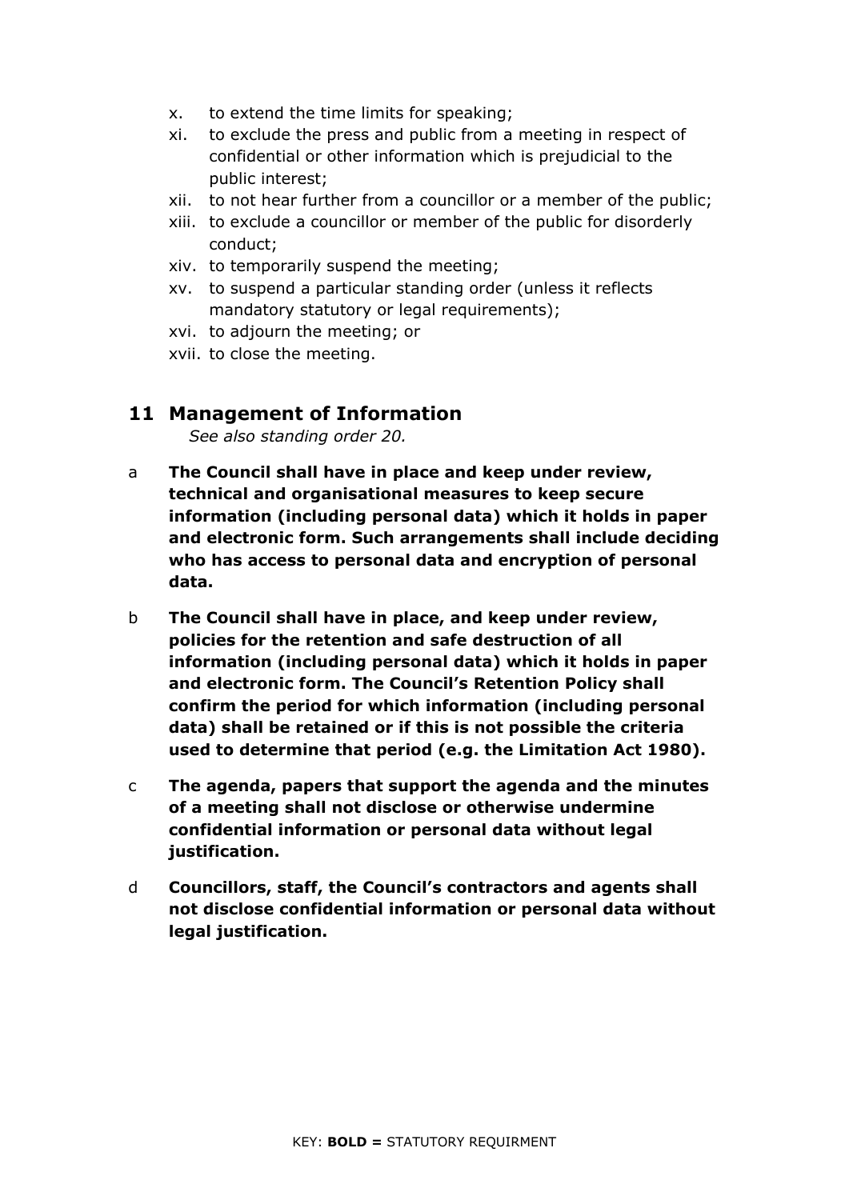x. to extend the time limits for speaking;
xi. to exclude the press and public from a meeting in respect of confidential or other information which is prejudicial to the public interest;
xii. to not hear further from a councillor or a member of the public;
xiii. to exclude a councillor or member of the public for disorderly conduct;
xiv. to temporarily suspend the meeting;
xv. to suspend a particular standing order (unless it reflects mandatory statutory or legal requirements);
xvi. to adjourn the meeting; or
xvii. to close the meeting.

## 11 Management of Information

*See also standing order 20.*

a **The Council shall have in place and keep under review, technical and organisational measures to keep secure information (including personal data) which it holds in paper and electronic form. Such arrangements shall include deciding who has access to personal data and encryption of personal data.**

b **The Council shall have in place, and keep under review, policies for the retention and safe destruction of all information (including personal data) which it holds in paper and electronic form. The Council's Retention Policy shall confirm the period for which information (including personal data) shall be retained or if this is not possible the criteria used to determine that period (e.g. the Limitation Act 1980).**

c **The agenda, papers that support the agenda and the minutes of a meeting shall not disclose or otherwise undermine confidential information or personal data without legal justification.**

d **Councillors, staff, the Council's contractors and agents shall not disclose confidential information or personal data without legal justification.**

KEY: **BOLD =** STATUTORY REQUIRMENT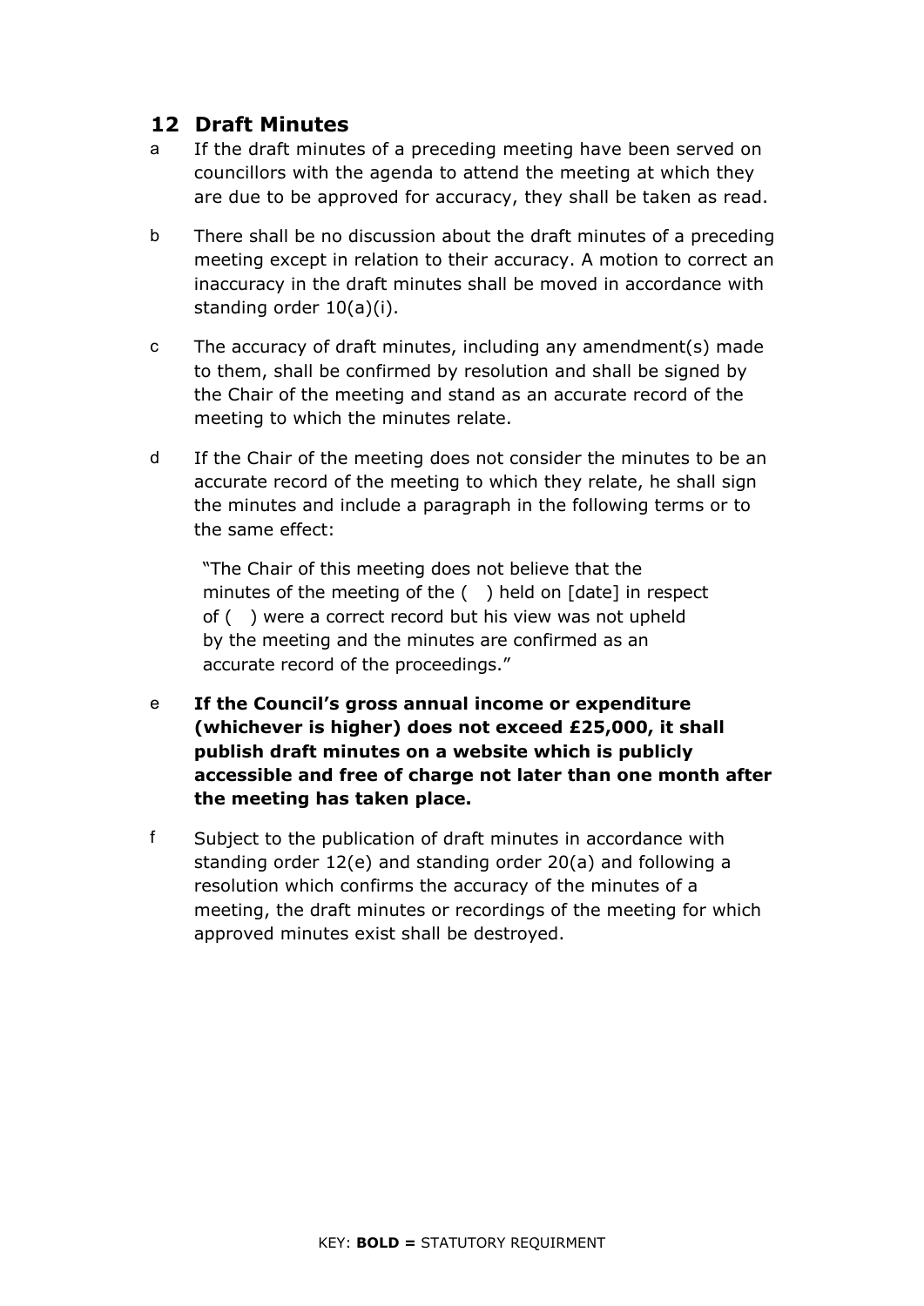## 12 Draft Minutes

a If the draft minutes of a preceding meeting have been served on councillors with the agenda to attend the meeting at which they are due to be approved for accuracy, they shall be taken as read.

b There shall be no discussion about the draft minutes of a preceding meeting except in relation to their accuracy. A motion to correct an inaccuracy in the draft minutes shall be moved in accordance with standing order 10(a)(i).

c The accuracy of draft minutes, including any amendment(s) made to them, shall be confirmed by resolution and shall be signed by the Chair of the meeting and stand as an accurate record of the meeting to which the minutes relate.

d If the Chair of the meeting does not consider the minutes to be an accurate record of the meeting to which they relate, he shall sign the minutes and include a paragraph in the following terms or to the same effect:

> "The Chair of this meeting does not believe that the minutes of the meeting of the ( ) held on [date] in respect of ( ) were a correct record but his view was not upheld by the meeting and the minutes are confirmed as an accurate record of the proceedings."

e **If the Council's gross annual income or expenditure (whichever is higher) does not exceed £25,000, it shall publish draft minutes on a website which is publicly accessible and free of charge not later than one month after the meeting has taken place.**

f Subject to the publication of draft minutes in accordance with standing order 12(e) and standing order 20(a) and following a resolution which confirms the accuracy of the minutes of a meeting, the draft minutes or recordings of the meeting for which approved minutes exist shall be destroyed.

KEY: **BOLD =** STATUTORY REQUIRMENT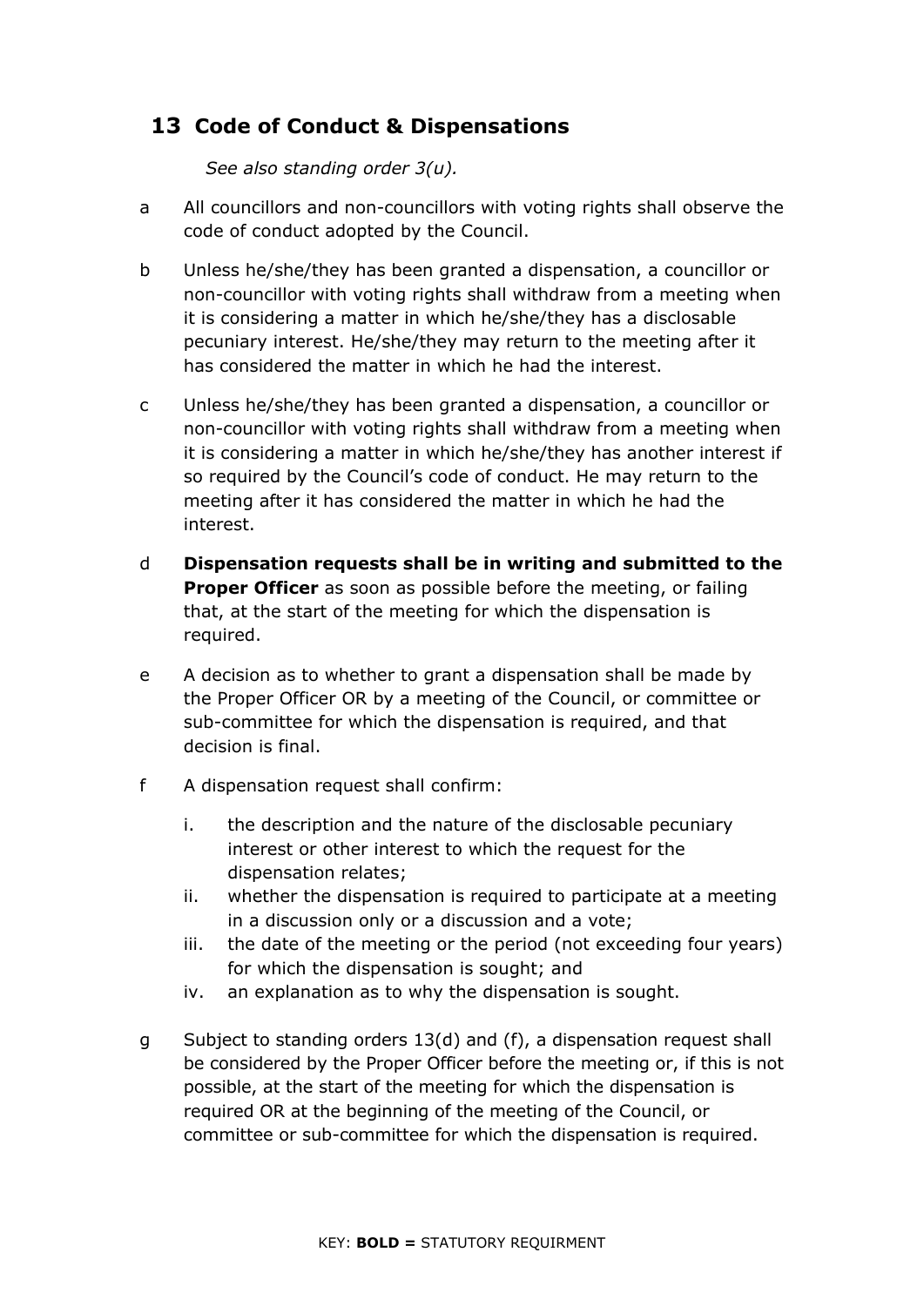## 13 Code of Conduct & Dispensations

*See also standing order 3(u).*

a All councillors and non-councillors with voting rights shall observe the code of conduct adopted by the Council.

b Unless he/she/they has been granted a dispensation, a councillor or non-councillor with voting rights shall withdraw from a meeting when it is considering a matter in which he/she/they has a disclosable pecuniary interest. He/she/they may return to the meeting after it has considered the matter in which he had the interest.

c Unless he/she/they has been granted a dispensation, a councillor or non-councillor with voting rights shall withdraw from a meeting when it is considering a matter in which he/she/they has another interest if so required by the Council's code of conduct. He may return to the meeting after it has considered the matter in which he had the interest.

d **Dispensation requests shall be in writing and submitted to the Proper Officer** as soon as possible before the meeting, or failing that, at the start of the meeting for which the dispensation is required.

e A decision as to whether to grant a dispensation shall be made by the Proper Officer OR by a meeting of the Council, or committee or sub-committee for which the dispensation is required, and that decision is final.

f A dispensation request shall confirm:

   i. the description and the nature of the disclosable pecuniary interest or other interest to which the request for the dispensation relates;
   ii. whether the dispensation is required to participate at a meeting in a discussion only or a discussion and a vote;
   iii. the date of the meeting or the period (not exceeding four years) for which the dispensation is sought; and
   iv. an explanation as to why the dispensation is sought.

g Subject to standing orders 13(d) and (f), a dispensation request shall be considered by the Proper Officer before the meeting or, if this is not possible, at the start of the meeting for which the dispensation is required OR at the beginning of the meeting of the Council, or committee or sub-committee for which the dispensation is required.

KEY: **BOLD =** STATUTORY REQUIRMENT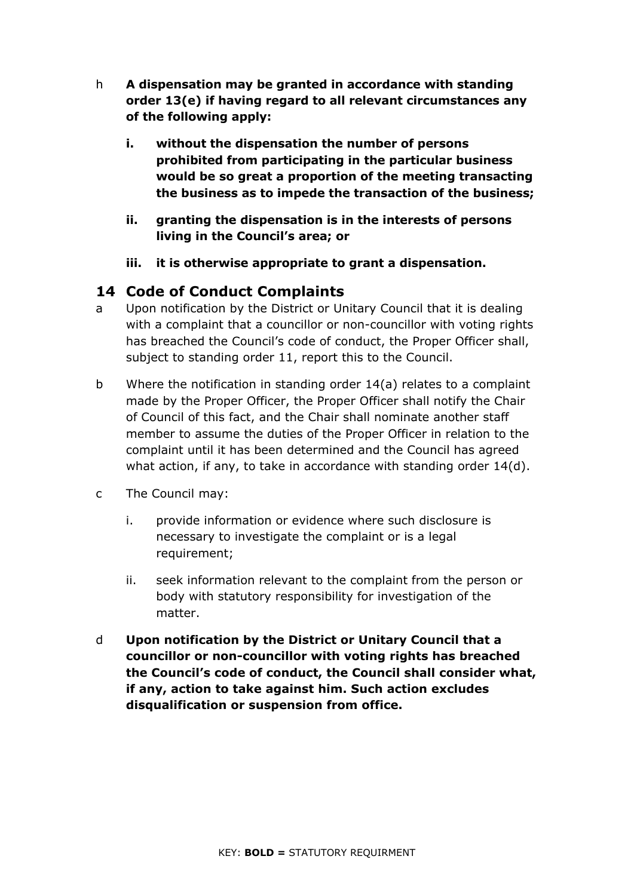h **A dispensation may be granted in accordance with standing order 13(e) if having regard to all relevant circumstances any of the following apply:**

   i. **without the dispensation the number of persons prohibited from participating in the particular business would be so great a proportion of the meeting transacting the business as to impede the transaction of the business;**

   ii. **granting the dispensation is in the interests of persons living in the Council's area; or**

   iii. **it is otherwise appropriate to grant a dispensation.**

## 14 Code of Conduct Complaints

a Upon notification by the District or Unitary Council that it is dealing with a complaint that a councillor or non-councillor with voting rights has breached the Council's code of conduct, the Proper Officer shall, subject to standing order 11, report this to the Council.

b Where the notification in standing order 14(a) relates to a complaint made by the Proper Officer, the Proper Officer shall notify the Chair of Council of this fact, and the Chair shall nominate another staff member to assume the duties of the Proper Officer in relation to the complaint until it has been determined and the Council has agreed what action, if any, to take in accordance with standing order 14(d).

c The Council may:

   i. provide information or evidence where such disclosure is necessary to investigate the complaint or is a legal requirement;

   ii. seek information relevant to the complaint from the person or body with statutory responsibility for investigation of the matter.

d **Upon notification by the District or Unitary Council that a councillor or non-councillor with voting rights has breached the Council's code of conduct, the Council shall consider what, if any, action to take against him. Such action excludes disqualification or suspension from office.**

KEY: **BOLD =** STATUTORY REQUIRMENT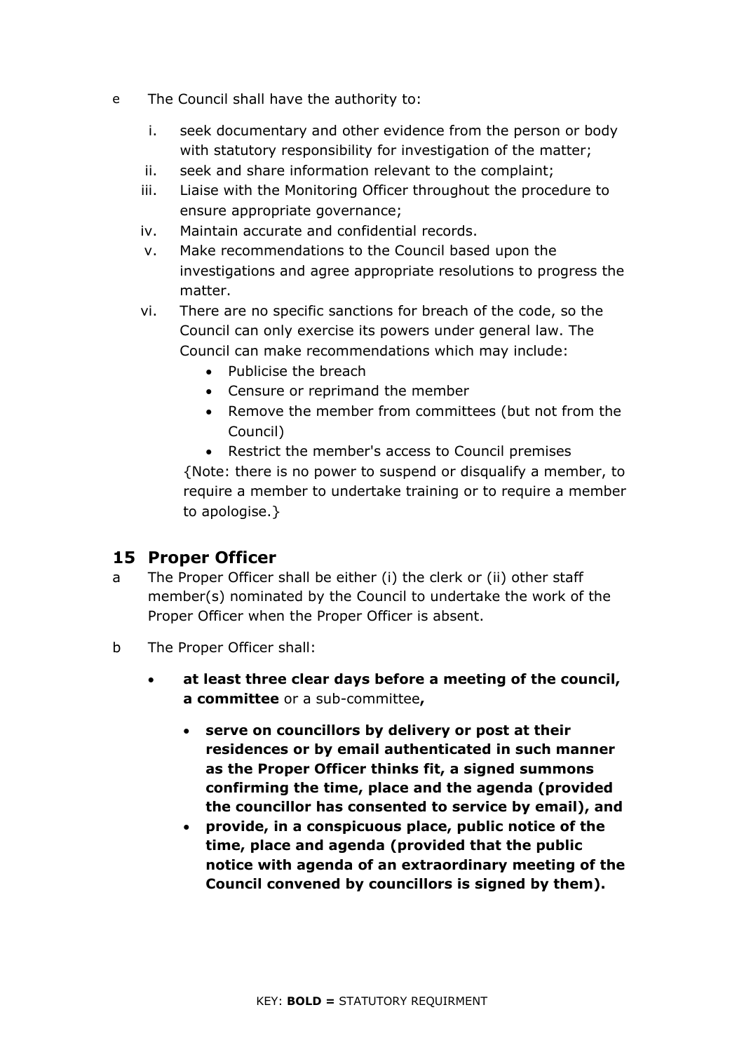e The Council shall have the authority to:

  i. seek documentary and other evidence from the person or body with statutory responsibility for investigation of the matter;
  ii. seek and share information relevant to the complaint;
  iii. Liaise with the Monitoring Officer throughout the procedure to ensure appropriate governance;
  iv. Maintain accurate and confidential records.
  v. Make recommendations to the Council based upon the investigations and agree appropriate resolutions to progress the matter.
  vi. There are no specific sanctions for breach of the code, so the Council can only exercise its powers under general law. The Council can make recommendations which may include:
     - Publicise the breach
     - Censure or reprimand the member
     - Remove the member from committees (but not from the Council)
     - Restrict the member's access to Council premises

     {Note: there is no power to suspend or disqualify a member, to require a member to undertake training or to require a member to apologise.}

## 15 Proper Officer

a The Proper Officer shall be either (i) the clerk or (ii) other staff member(s) nominated by the Council to undertake the work of the Proper Officer when the Proper Officer is absent.

b The Proper Officer shall:

- **at least three clear days before a meeting of the council, a committee** or a sub-committee**,**
  - **serve on councillors by delivery or post at their residences or by email authenticated in such manner as the Proper Officer thinks fit, a signed summons confirming the time, place and the agenda (provided the councillor has consented to service by email), and**
  - **provide, in a conspicuous place, public notice of the time, place and agenda (provided that the public notice with agenda of an extraordinary meeting of the Council convened by councillors is signed by them).**

KEY: **BOLD =** STATUTORY REQUIRMENT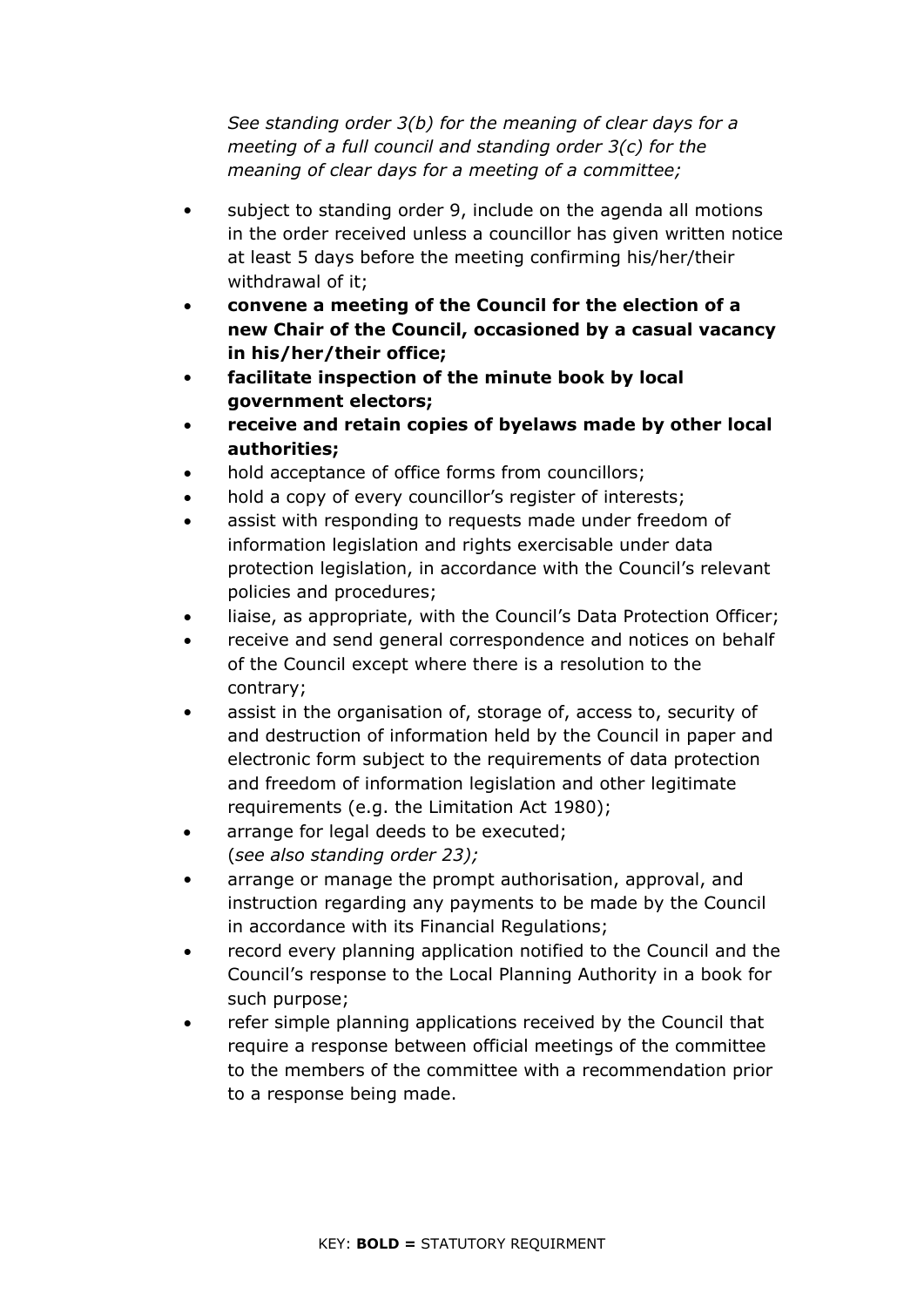*See standing order 3(b) for the meaning of clear days for a meeting of a full council and standing order 3(c) for the meaning of clear days for a meeting of a committee;*

- subject to standing order 9, include on the agenda all motions in the order received unless a councillor has given written notice at least 5 days before the meeting confirming his/her/their withdrawal of it;
- **convene a meeting of the Council for the election of a new Chair of the Council, occasioned by a casual vacancy in his/her/their office;**
- **facilitate inspection of the minute book by local government electors;**
- **receive and retain copies of byelaws made by other local authorities;**
- hold acceptance of office forms from councillors;
- hold a copy of every councillor's register of interests;
- assist with responding to requests made under freedom of information legislation and rights exercisable under data protection legislation, in accordance with the Council's relevant policies and procedures;
- liaise, as appropriate, with the Council's Data Protection Officer;
- receive and send general correspondence and notices on behalf of the Council except where there is a resolution to the contrary;
- assist in the organisation of, storage of, access to, security of and destruction of information held by the Council in paper and electronic form subject to the requirements of data protection and freedom of information legislation and other legitimate requirements (e.g. the Limitation Act 1980);
- arrange for legal deeds to be executed;
  (*see also standing order 23);*
- arrange or manage the prompt authorisation, approval, and instruction regarding any payments to be made by the Council in accordance with its Financial Regulations;
- record every planning application notified to the Council and the Council's response to the Local Planning Authority in a book for such purpose;
- refer simple planning applications received by the Council that require a response between official meetings of the committee to the members of the committee with a recommendation prior to a response being made.

KEY: **BOLD =** STATUTORY REQUIRMENT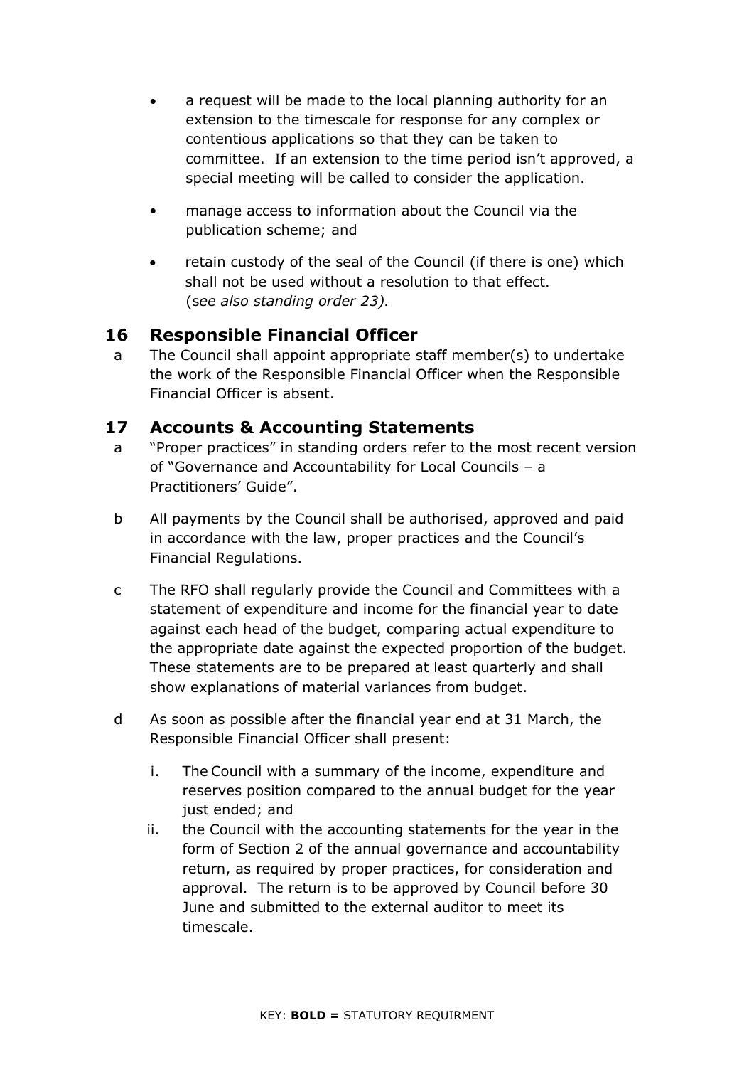- a request will be made to the local planning authority for an extension to the timescale for response for any complex or contentious applications so that they can be taken to committee. If an extension to the time period isn't approved, a special meeting will be called to consider the application.
- manage access to information about the Council via the publication scheme; and
- retain custody of the seal of the Council (if there is one) which shall not be used without a resolution to that effect. (*see also standing order 23).*

## 16 Responsible Financial Officer

a The Council shall appoint appropriate staff member(s) to undertake the work of the Responsible Financial Officer when the Responsible Financial Officer is absent.

## 17 Accounts & Accounting Statements

a "Proper practices" in standing orders refer to the most recent version of "Governance and Accountability for Local Councils – a Practitioners' Guide".

b All payments by the Council shall be authorised, approved and paid in accordance with the law, proper practices and the Council's Financial Regulations.

c The RFO shall regularly provide the Council and Committees with a statement of expenditure and income for the financial year to date against each head of the budget, comparing actual expenditure to the appropriate date against the expected proportion of the budget. These statements are to be prepared at least quarterly and shall show explanations of material variances from budget.

d As soon as possible after the financial year end at 31 March, the Responsible Financial Officer shall present:

i. The Council with a summary of the income, expenditure and reserves position compared to the annual budget for the year just ended; and

ii. the Council with the accounting statements for the year in the form of Section 2 of the annual governance and accountability return, as required by proper practices, for consideration and approval. The return is to be approved by Council before 30 June and submitted to the external auditor to meet its timescale.

KEY: **BOLD =** STATUTORY REQUIRMENT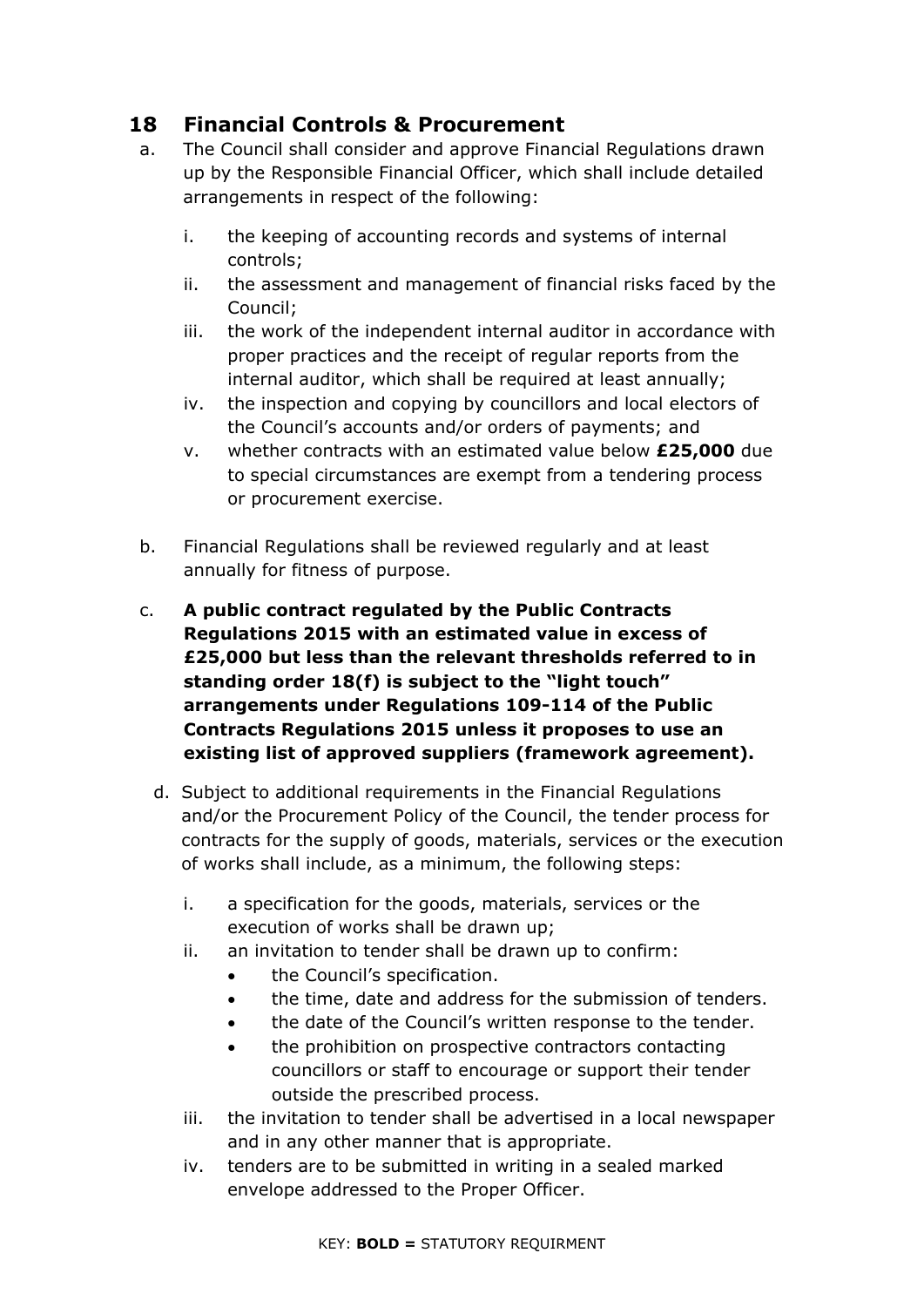## 18 Financial Controls & Procurement

a. The Council shall consider and approve Financial Regulations drawn up by the Responsible Financial Officer, which shall include detailed arrangements in respect of the following:

   i. the keeping of accounting records and systems of internal controls;
   ii. the assessment and management of financial risks faced by the Council;
   iii. the work of the independent internal auditor in accordance with proper practices and the receipt of regular reports from the internal auditor, which shall be required at least annually;
   iv. the inspection and copying by councillors and local electors of the Council's accounts and/or orders of payments; and
   v. whether contracts with an estimated value below **£25,000** due to special circumstances are exempt from a tendering process or procurement exercise.

b. Financial Regulations shall be reviewed regularly and at least annually for fitness of purpose.

c. **A public contract regulated by the Public Contracts Regulations 2015 with an estimated value in excess of £25,000 but less than the relevant thresholds referred to in standing order 18(f) is subject to the "light touch" arrangements under Regulations 109-114 of the Public Contracts Regulations 2015 unless it proposes to use an existing list of approved suppliers (framework agreement).**

d. Subject to additional requirements in the Financial Regulations and/or the Procurement Policy of the Council, the tender process for contracts for the supply of goods, materials, services or the execution of works shall include, as a minimum, the following steps:

   i. a specification for the goods, materials, services or the execution of works shall be drawn up;
   ii. an invitation to tender shall be drawn up to confirm:
      - the Council's specification.
      - the time, date and address for the submission of tenders.
      - the date of the Council's written response to the tender.
      - the prohibition on prospective contractors contacting councillors or staff to encourage or support their tender outside the prescribed process.
   iii. the invitation to tender shall be advertised in a local newspaper and in any other manner that is appropriate.
   iv. tenders are to be submitted in writing in a sealed marked envelope addressed to the Proper Officer.

KEY: **BOLD =** STATUTORY REQUIRMENT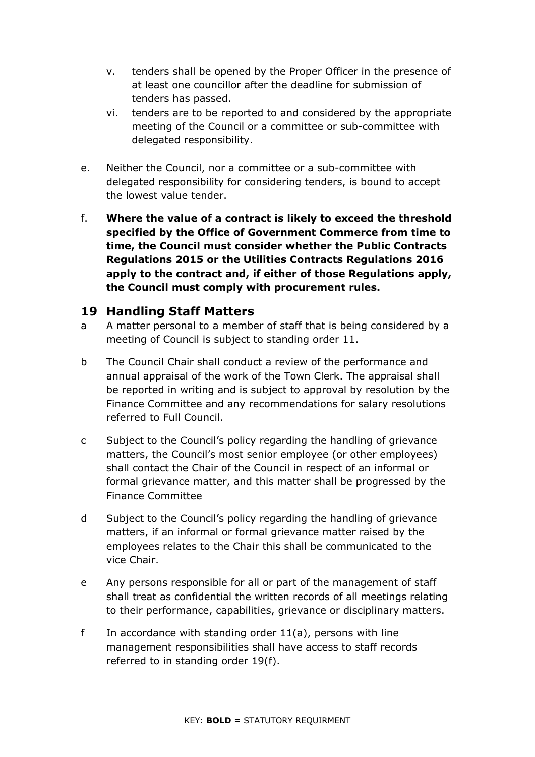- v. tenders shall be opened by the Proper Officer in the presence of at least one councillor after the deadline for submission of tenders has passed.
- vi. tenders are to be reported to and considered by the appropriate meeting of the Council or a committee or sub-committee with delegated responsibility.

e. Neither the Council, nor a committee or a sub-committee with delegated responsibility for considering tenders, is bound to accept the lowest value tender.

f. **Where the value of a contract is likely to exceed the threshold specified by the Office of Government Commerce from time to time, the Council must consider whether the Public Contracts Regulations 2015 or the Utilities Contracts Regulations 2016 apply to the contract and, if either of those Regulations apply, the Council must comply with procurement rules.**

## 19 Handling Staff Matters

a A matter personal to a member of staff that is being considered by a meeting of Council is subject to standing order 11.

b The Council Chair shall conduct a review of the performance and annual appraisal of the work of the Town Clerk. The appraisal shall be reported in writing and is subject to approval by resolution by the Finance Committee and any recommendations for salary resolutions referred to Full Council.

c Subject to the Council's policy regarding the handling of grievance matters, the Council's most senior employee (or other employees) shall contact the Chair of the Council in respect of an informal or formal grievance matter, and this matter shall be progressed by the Finance Committee

d Subject to the Council's policy regarding the handling of grievance matters, if an informal or formal grievance matter raised by the employees relates to the Chair this shall be communicated to the vice Chair.

e Any persons responsible for all or part of the management of staff shall treat as confidential the written records of all meetings relating to their performance, capabilities, grievance or disciplinary matters.

f In accordance with standing order 11(a), persons with line management responsibilities shall have access to staff records referred to in standing order 19(f).

KEY: **BOLD =** STATUTORY REQUIRMENT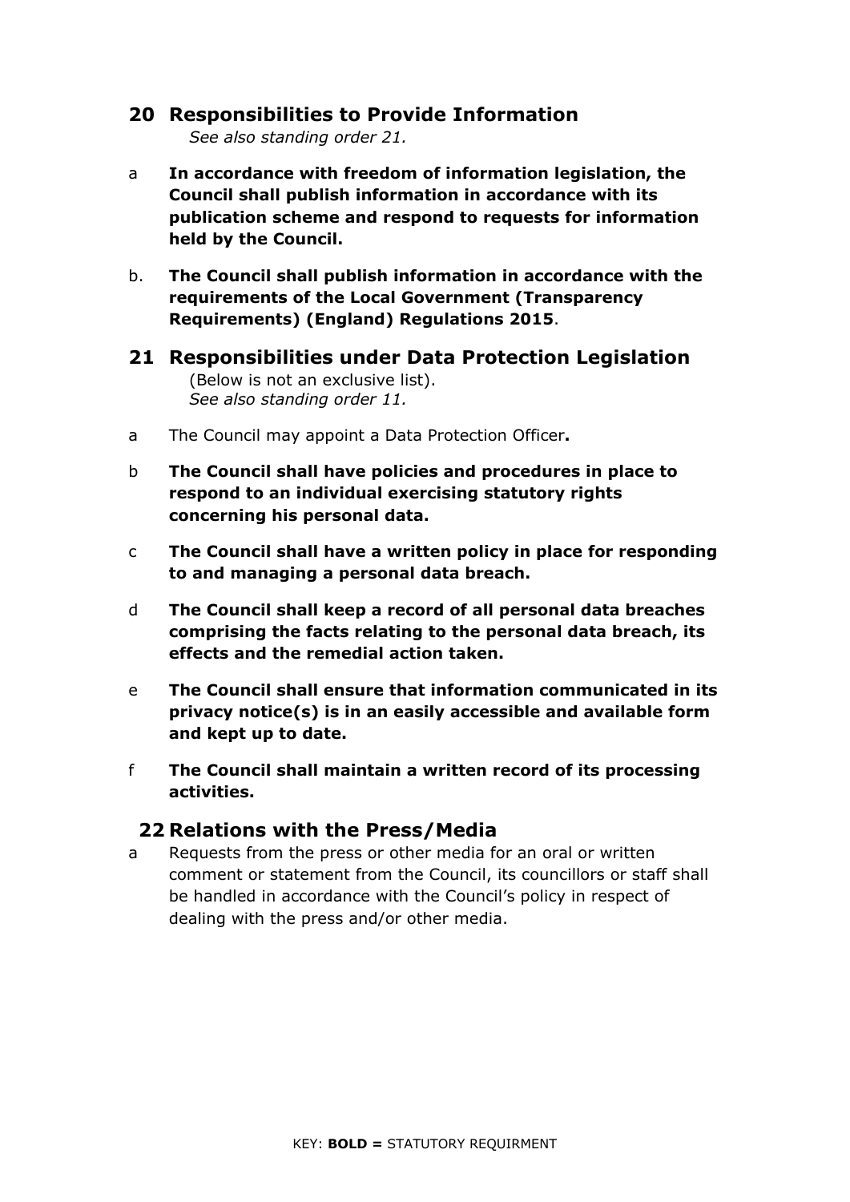## 20 Responsibilities to Provide Information

*See also standing order 21.*

a **In accordance with freedom of information legislation, the Council shall publish information in accordance with its publication scheme and respond to requests for information held by the Council.**

b. **The Council shall publish information in accordance with the requirements of the Local Government (Transparency Requirements) (England) Regulations 2015**.

## 21 Responsibilities under Data Protection Legislation

(Below is not an exclusive list).
*See also standing order 11.*

a The Council may appoint a Data Protection Officer**.**

b **The Council shall have policies and procedures in place to respond to an individual exercising statutory rights concerning his personal data.**

c **The Council shall have a written policy in place for responding to and managing a personal data breach.**

d **The Council shall keep a record of all personal data breaches comprising the facts relating to the personal data breach, its effects and the remedial action taken.**

e **The Council shall ensure that information communicated in its privacy notice(s) is in an easily accessible and available form and kept up to date.**

f **The Council shall maintain a written record of its processing activities.**

## 22 Relations with the Press/Media

a Requests from the press or other media for an oral or written comment or statement from the Council, its councillors or staff shall be handled in accordance with the Council's policy in respect of dealing with the press and/or other media.

KEY: **BOLD =** STATUTORY REQUIRMENT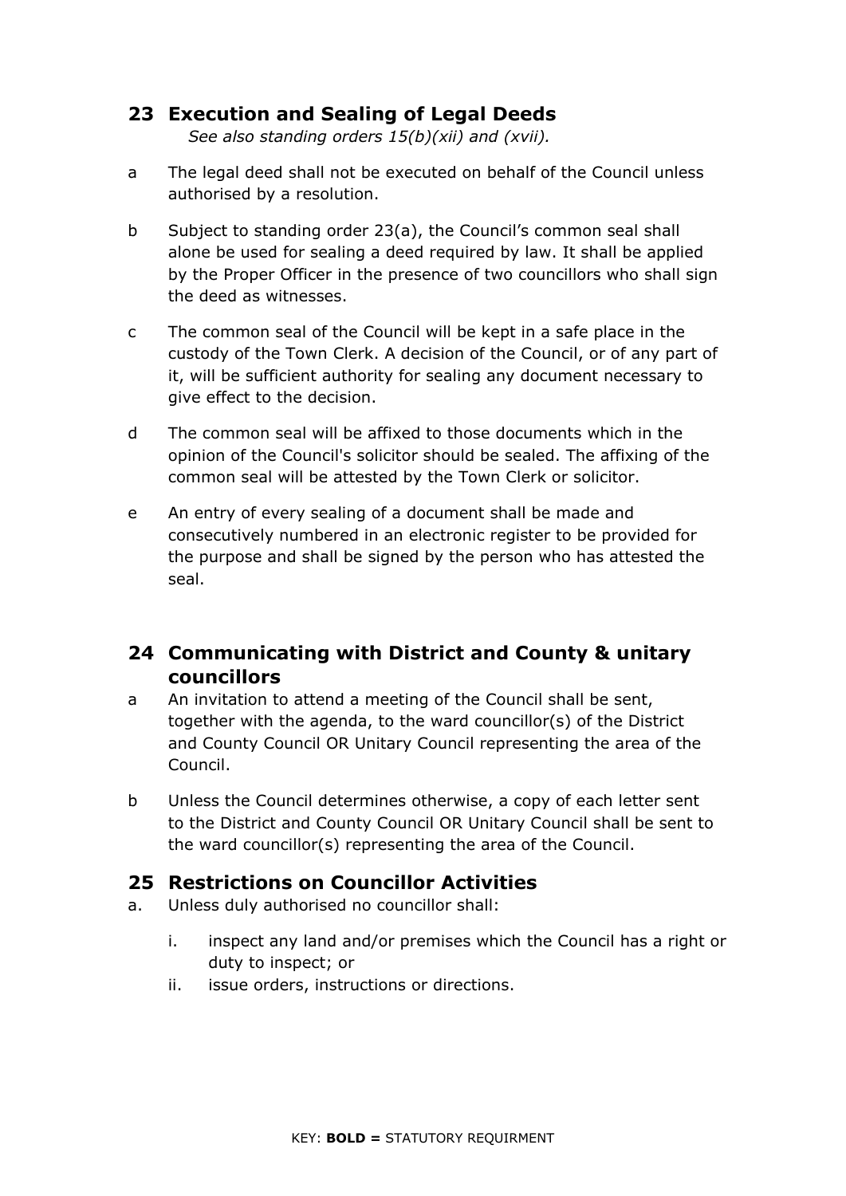## 23 Execution and Sealing of Legal Deeds

*See also standing orders 15(b)(xii) and (xvii).*

a The legal deed shall not be executed on behalf of the Council unless authorised by a resolution.

b Subject to standing order 23(a), the Council's common seal shall alone be used for sealing a deed required by law. It shall be applied by the Proper Officer in the presence of two councillors who shall sign the deed as witnesses.

c The common seal of the Council will be kept in a safe place in the custody of the Town Clerk. A decision of the Council, or of any part of it, will be sufficient authority for sealing any document necessary to give effect to the decision.

d The common seal will be affixed to those documents which in the opinion of the Council's solicitor should be sealed. The affixing of the common seal will be attested by the Town Clerk or solicitor.

e An entry of every sealing of a document shall be made and consecutively numbered in an electronic register to be provided for the purpose and shall be signed by the person who has attested the seal.

## 24 Communicating with District and County & unitary councillors

a An invitation to attend a meeting of the Council shall be sent, together with the agenda, to the ward councillor(s) of the District and County Council OR Unitary Council representing the area of the Council.

b Unless the Council determines otherwise, a copy of each letter sent to the District and County Council OR Unitary Council shall be sent to the ward councillor(s) representing the area of the Council.

## 25 Restrictions on Councillor Activities

a. Unless duly authorised no councillor shall:

   i. inspect any land and/or premises which the Council has a right or duty to inspect; or
   ii. issue orders, instructions or directions.

KEY: **BOLD =** STATUTORY REQUIRMENT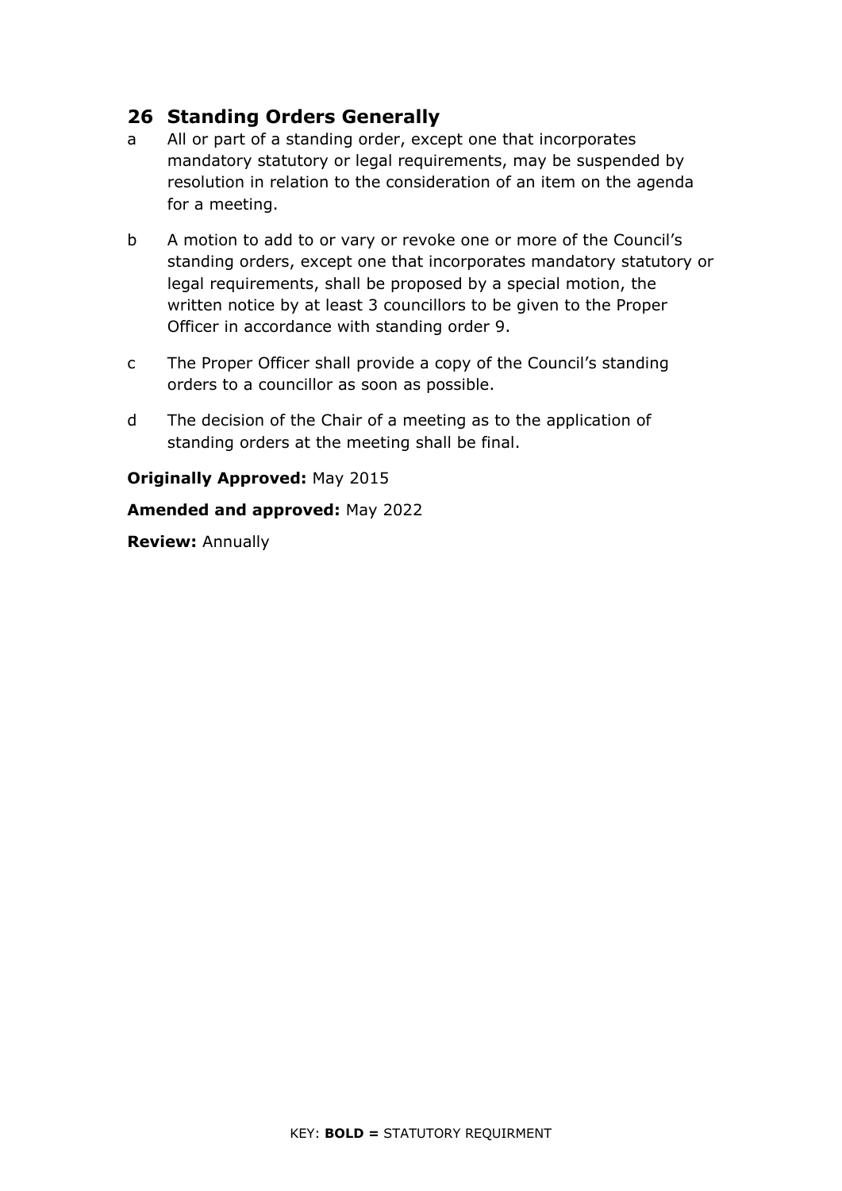## 26 Standing Orders Generally

a All or part of a standing order, except one that incorporates mandatory statutory or legal requirements, may be suspended by resolution in relation to the consideration of an item on the agenda for a meeting.

b A motion to add to or vary or revoke one or more of the Council's standing orders, except one that incorporates mandatory statutory or legal requirements, shall be proposed by a special motion, the written notice by at least 3 councillors to be given to the Proper Officer in accordance with standing order 9.

c The Proper Officer shall provide a copy of the Council's standing orders to a councillor as soon as possible.

d The decision of the Chair of a meeting as to the application of standing orders at the meeting shall be final.

**Originally Approved:** May 2015

**Amended and approved:** May 2022

**Review:** Annually

KEY: **BOLD =** STATUTORY REQUIRMENT